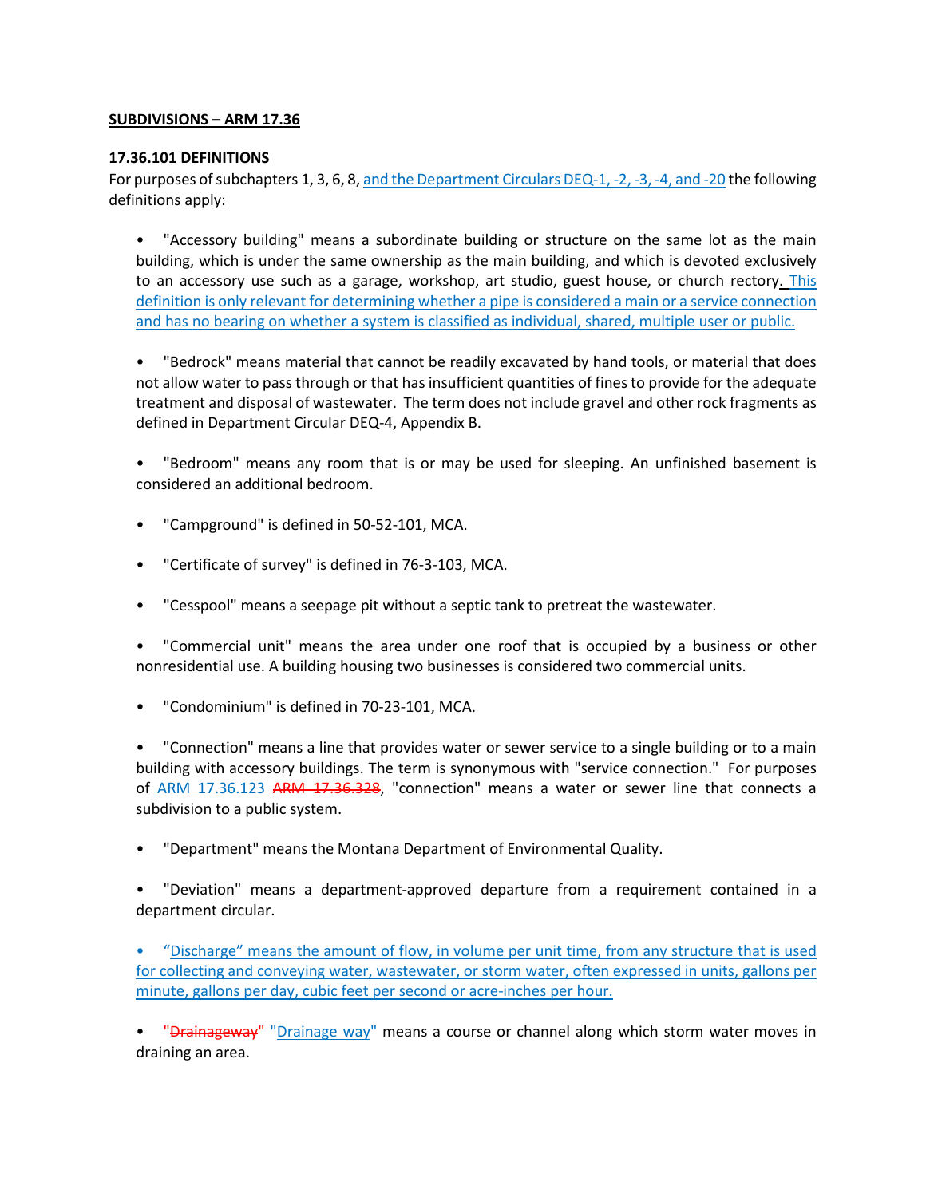**SUBDIVISIONS – ARM 17.36**

**17.36.101 DEFINITIONS**

For purposes of subchapters 1, 3, 6, 8, and the Department Circulars DEQ-1, -2, -3, -4, and -20 the following definitions apply:

- "Accessory building" means a subordinate building or structure on the same lot as the main building, which is under the same ownership as the main building, and which is devoted exclusively to an accessory use such as a garage, workshop, art studio, guest house, or church rectory. This definition is only relevant for determining whether a pipe is considered a main or a service connection and has no bearing on whether a system is classified as individual, shared, multiple user or public.

- "Bedrock" means material that cannot be readily excavated by hand tools, or material that does not allow water to pass through or that has insufficient quantities of fines to provide for the adequate treatment and disposal of wastewater. The term does not include gravel and other rock fragments as defined in Department Circular DEQ-4, Appendix B.

- "Bedroom" means any room that is or may be used for sleeping. An unfinished basement is considered an additional bedroom.

- "Campground" is defined in 50-52-101, MCA.

- "Certificate of survey" is defined in 76-3-103, MCA.

- "Cesspool" means a seepage pit without a septic tank to pretreat the wastewater.

- "Commercial unit" means the area under one roof that is occupied by a business or other nonresidential use. A building housing two businesses is considered two commercial units.

- "Condominium" is defined in 70-23-101, MCA.

- "Connection" means a line that provides water or sewer service to a single building or to a main building with accessory buildings. The term is synonymous with "service connection." For purposes of ARM 17.36.123 ~~ARM 17.36.328~~, "connection" means a water or sewer line that connects a subdivision to a public system.

- "Department" means the Montana Department of Environmental Quality.

- "Deviation" means a department-approved departure from a requirement contained in a department circular.

- "Discharge" means the amount of flow, in volume per unit time, from any structure that is used for collecting and conveying water, wastewater, or storm water, often expressed in units, gallons per minute, gallons per day, cubic feet per second or acre-inches per hour.

- "~~Drainageway~~" "Drainage way" means a course or channel along which storm water moves in draining an area.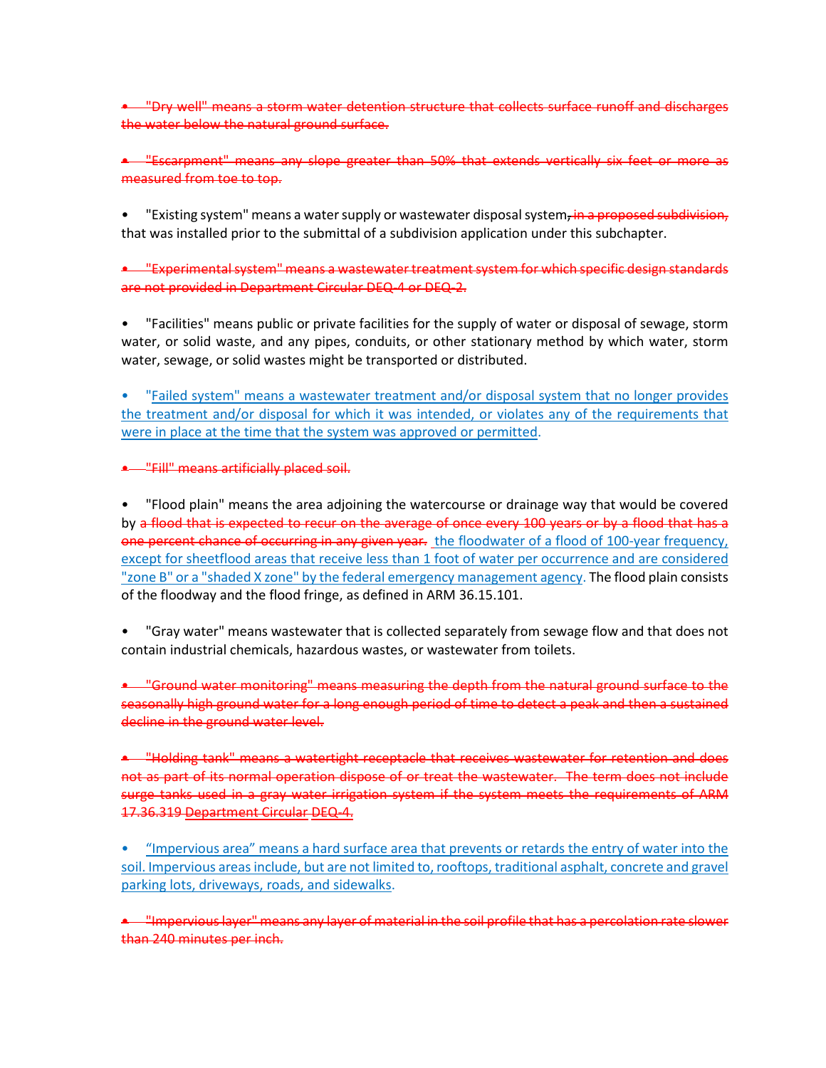- ~~"Dry well" means a storm water detention structure that collects surface runoff and discharges the water below the natural ground surface.~~

- ~~"Escarpment" means any slope greater than 50% that extends vertically six feet or more as measured from toe to top.~~

- "Existing system" means a water supply or wastewater disposal system~~, in a proposed subdivision,~~ that was installed prior to the submittal of a subdivision application under this subchapter.

- ~~"Experimental system" means a wastewater treatment system for which specific design standards are not provided in Department Circular DEQ-4 or DEQ-2.~~

- "Facilities" means public or private facilities for the supply of water or disposal of sewage, storm water, or solid waste, and any pipes, conduits, or other stationary method by which water, storm water, sewage, or solid wastes might be transported or distributed.

- <u>"Failed system" means a wastewater treatment and/or disposal system that no longer provides the treatment and/or disposal for which it was intended, or violates any of the requirements that were in place at the time that the system was approved or permitted</u>.

- ~~"Fill" means artificially placed soil.~~

- "Flood plain" means the area adjoining the watercourse or drainage way that would be covered by ~~a flood that is expected to recur on the average of once every 100 years or by a flood that has a one percent chance of occurring in any given year.~~ <u>the floodwater of a flood of 100-year frequency, except for sheetflood areas that receive less than 1 foot of water per occurrence and are considered "zone B" or a "shaded X zone" by the federal emergency management agency</u>. The flood plain consists of the floodway and the flood fringe, as defined in ARM 36.15.101.

- "Gray water" means wastewater that is collected separately from sewage flow and that does not contain industrial chemicals, hazardous wastes, or wastewater from toilets.

- ~~"Ground water monitoring" means measuring the depth from the natural ground surface to the seasonally high ground water for a long enough period of time to detect a peak and then a sustained decline in the ground water level.~~

- ~~"Holding tank" means a watertight receptacle that receives wastewater for retention and does not as part of its normal operation dispose of or treat the wastewater. The term does not include surge tanks used in a gray water irrigation system if the system meets the requirements of ARM 17.36.319 Department Circular DEQ-4.~~

- <u>"Impervious area" means a hard surface area that prevents or retards the entry of water into the soil. Impervious areas include, but are not limited to, rooftops, traditional asphalt, concrete and gravel parking lots, driveways, roads, and sidewalks</u>.

- ~~"Impervious layer" means any layer of material in the soil profile that has a percolation rate slower than 240 minutes per inch.~~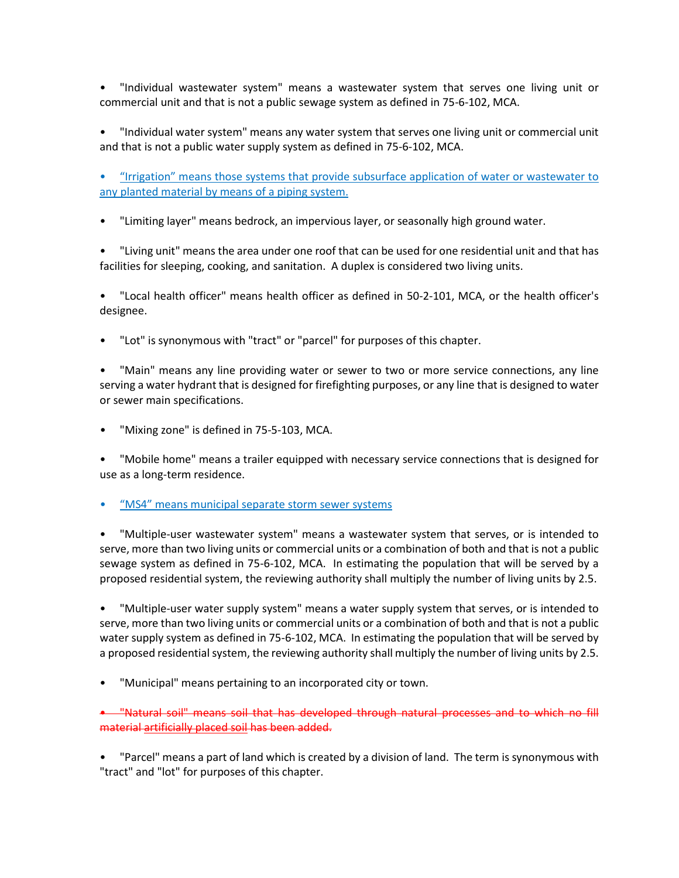- "Individual wastewater system" means a wastewater system that serves one living unit or commercial unit and that is not a public sewage system as defined in 75-6-102, MCA.

- "Individual water system" means any water system that serves one living unit or commercial unit and that is not a public water supply system as defined in 75-6-102, MCA.

- <u>"Irrigation" means those systems that provide subsurface application of water or wastewater to any planted material by means of a piping system.</u>

- "Limiting layer" means bedrock, an impervious layer, or seasonally high ground water.

- "Living unit" means the area under one roof that can be used for one residential unit and that has facilities for sleeping, cooking, and sanitation. A duplex is considered two living units.

- "Local health officer" means health officer as defined in 50-2-101, MCA, or the health officer's designee.

- "Lot" is synonymous with "tract" or "parcel" for purposes of this chapter.

- "Main" means any line providing water or sewer to two or more service connections, any line serving a water hydrant that is designed for firefighting purposes, or any line that is designed to water or sewer main specifications.

- "Mixing zone" is defined in 75-5-103, MCA.

- "Mobile home" means a trailer equipped with necessary service connections that is designed for use as a long-term residence.

- <u>"MS4" means municipal separate storm sewer systems</u>

- "Multiple-user wastewater system" means a wastewater system that serves, or is intended to serve, more than two living units or commercial units or a combination of both and that is not a public sewage system as defined in 75-6-102, MCA. In estimating the population that will be served by a proposed residential system, the reviewing authority shall multiply the number of living units by 2.5.

- "Multiple-user water supply system" means a water supply system that serves, or is intended to serve, more than two living units or commercial units or a combination of both and that is not a public water supply system as defined in 75-6-102, MCA. In estimating the population that will be served by a proposed residential system, the reviewing authority shall multiply the number of living units by 2.5.

- "Municipal" means pertaining to an incorporated city or town.

- ~~"Natural soil" means soil that has developed through natural processes and to which no fill material artificially placed soil has been added.~~

- "Parcel" means a part of land which is created by a division of land. The term is synonymous with "tract" and "lot" for purposes of this chapter.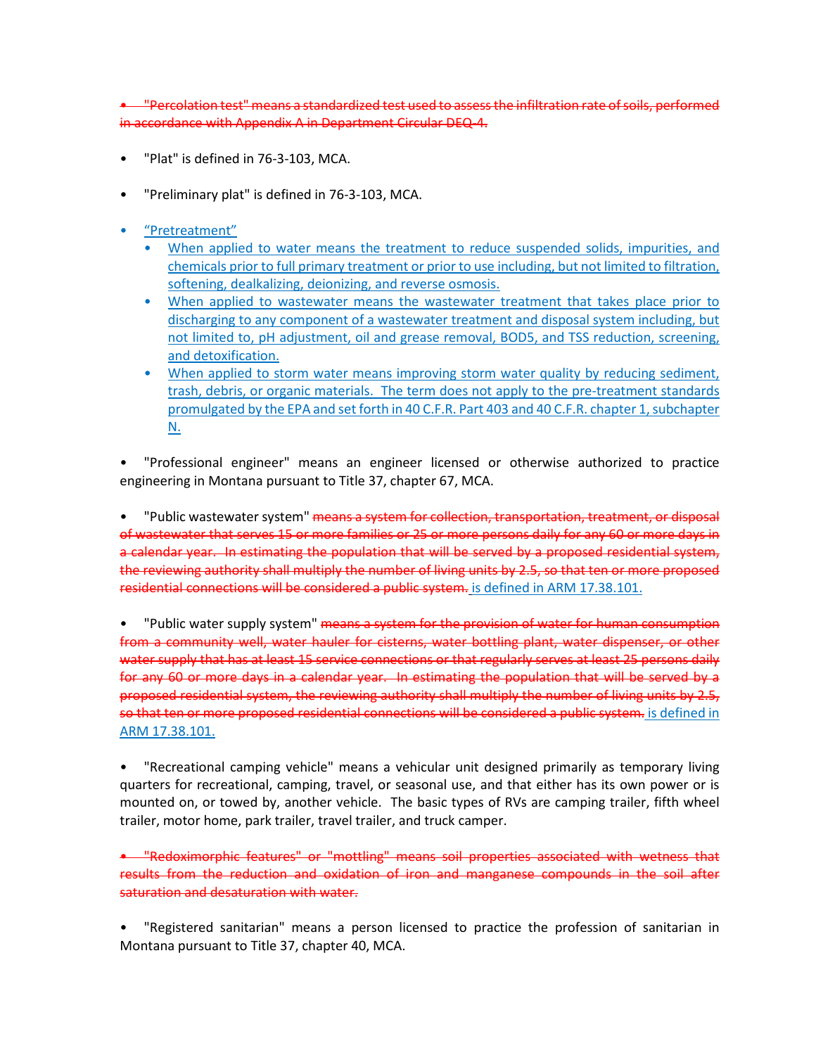- ~~"Percolation test" means a standardized test used to assess the infiltration rate of soils, performed in accordance with Appendix A in Department Circular DEQ-4.~~

- "Plat" is defined in 76-3-103, MCA.

- "Preliminary plat" is defined in 76-3-103, MCA.

- <u>"Pretreatment"</u>
  - <u>When applied to water means the treatment to reduce suspended solids, impurities, and chemicals prior to full primary treatment or prior to use including, but not limited to filtration, softening, dealkalizing, deionizing, and reverse osmosis.</u>
  - <u>When applied to wastewater means the wastewater treatment that takes place prior to discharging to any component of a wastewater treatment and disposal system including, but not limited to, pH adjustment, oil and grease removal, BOD5, and TSS reduction, screening, and detoxification.</u>
  - <u>When applied to storm water means improving storm water quality by reducing sediment, trash, debris, or organic materials. The term does not apply to the pre-treatment standards promulgated by the EPA and set forth in 40 C.F.R. Part 403 and 40 C.F.R. chapter 1, subchapter N.</u>

- "Professional engineer" means an engineer licensed or otherwise authorized to practice engineering in Montana pursuant to Title 37, chapter 67, MCA.

- "Public wastewater system" ~~means a system for collection, transportation, treatment, or disposal of wastewater that serves 15 or more families or 25 or more persons daily for any 60 or more days in a calendar year. In estimating the population that will be served by a proposed residential system, the reviewing authority shall multiply the number of living units by 2.5, so that ten or more proposed residential connections will be considered a public system.~~ <u>is defined in ARM 17.38.101.</u>

- "Public water supply system" ~~means a system for the provision of water for human consumption from a community well, water hauler for cisterns, water bottling plant, water dispenser, or other water supply that has at least 15 service connections or that regularly serves at least 25 persons daily for any 60 or more days in a calendar year. In estimating the population that will be served by a proposed residential system, the reviewing authority shall multiply the number of living units by 2.5, so that ten or more proposed residential connections will be considered a public system.~~ <u>is defined in ARM 17.38.101.</u>

- "Recreational camping vehicle" means a vehicular unit designed primarily as temporary living quarters for recreational, camping, travel, or seasonal use, and that either has its own power or is mounted on, or towed by, another vehicle. The basic types of RVs are camping trailer, fifth wheel trailer, motor home, park trailer, travel trailer, and truck camper.

- ~~"Redoximorphic features" or "mottling" means soil properties associated with wetness that results from the reduction and oxidation of iron and manganese compounds in the soil after saturation and desaturation with water.~~

- "Registered sanitarian" means a person licensed to practice the profession of sanitarian in Montana pursuant to Title 37, chapter 40, MCA.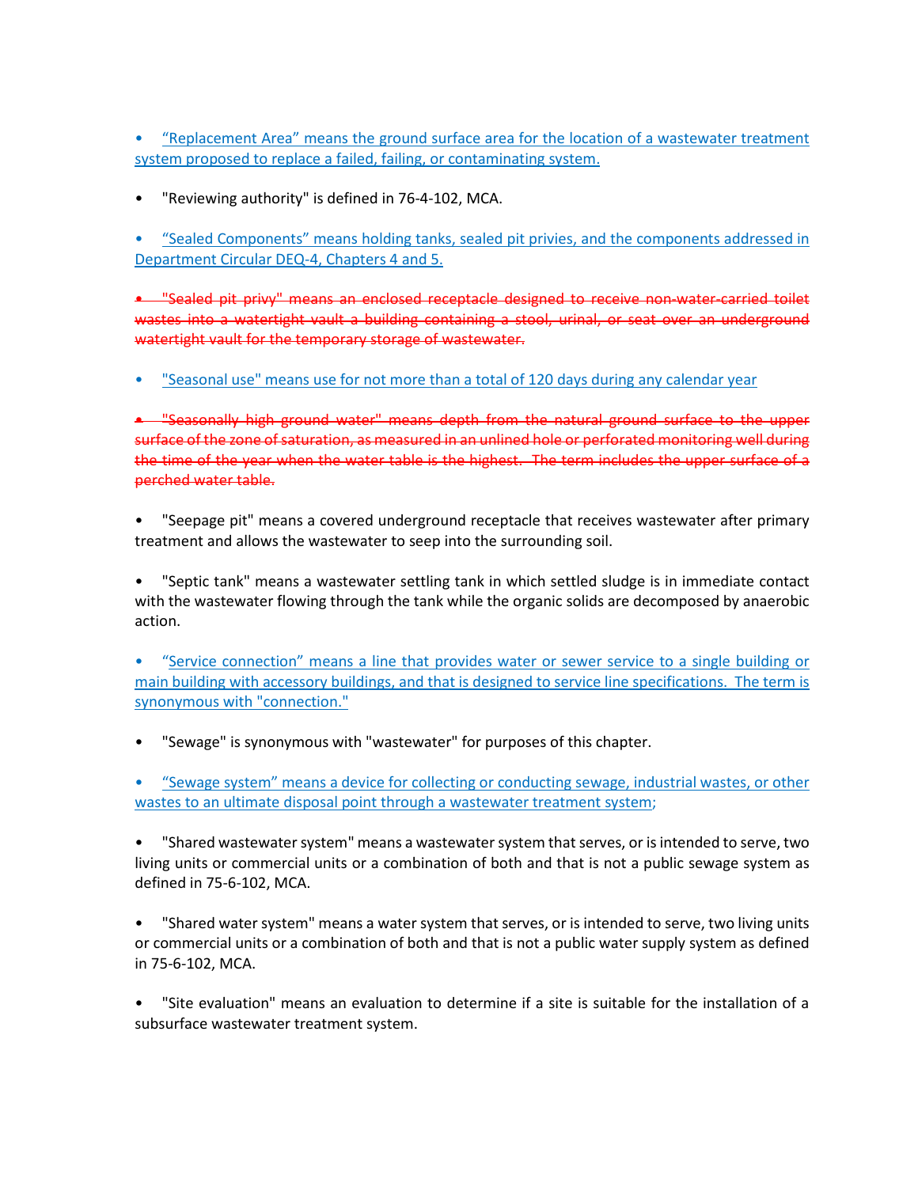- "Replacement Area" means the ground surface area for the location of a wastewater treatment system proposed to replace a failed, failing, or contaminating system.

- "Reviewing authority" is defined in 76-4-102, MCA.

- "Sealed Components" means holding tanks, sealed pit privies, and the components addressed in Department Circular DEQ-4, Chapters 4 and 5.

- ~~"Sealed pit privy" means an enclosed receptacle designed to receive non-water-carried toilet wastes into a watertight vault a building containing a stool, urinal, or seat over an underground watertight vault for the temporary storage of wastewater.~~

- "Seasonal use" means use for not more than a total of 120 days during any calendar year

- ~~"Seasonally high ground water" means depth from the natural ground surface to the upper surface of the zone of saturation, as measured in an unlined hole or perforated monitoring well during the time of the year when the water table is the highest. The term includes the upper surface of a perched water table.~~

- "Seepage pit" means a covered underground receptacle that receives wastewater after primary treatment and allows the wastewater to seep into the surrounding soil.

- "Septic tank" means a wastewater settling tank in which settled sludge is in immediate contact with the wastewater flowing through the tank while the organic solids are decomposed by anaerobic action.

- "Service connection" means a line that provides water or sewer service to a single building or main building with accessory buildings, and that is designed to service line specifications. The term is synonymous with "connection."

- "Sewage" is synonymous with "wastewater" for purposes of this chapter.

- "Sewage system" means a device for collecting or conducting sewage, industrial wastes, or other wastes to an ultimate disposal point through a wastewater treatment system;

- "Shared wastewater system" means a wastewater system that serves, or is intended to serve, two living units or commercial units or a combination of both and that is not a public sewage system as defined in 75-6-102, MCA.

- "Shared water system" means a water system that serves, or is intended to serve, two living units or commercial units or a combination of both and that is not a public water supply system as defined in 75-6-102, MCA.

- "Site evaluation" means an evaluation to determine if a site is suitable for the installation of a subsurface wastewater treatment system.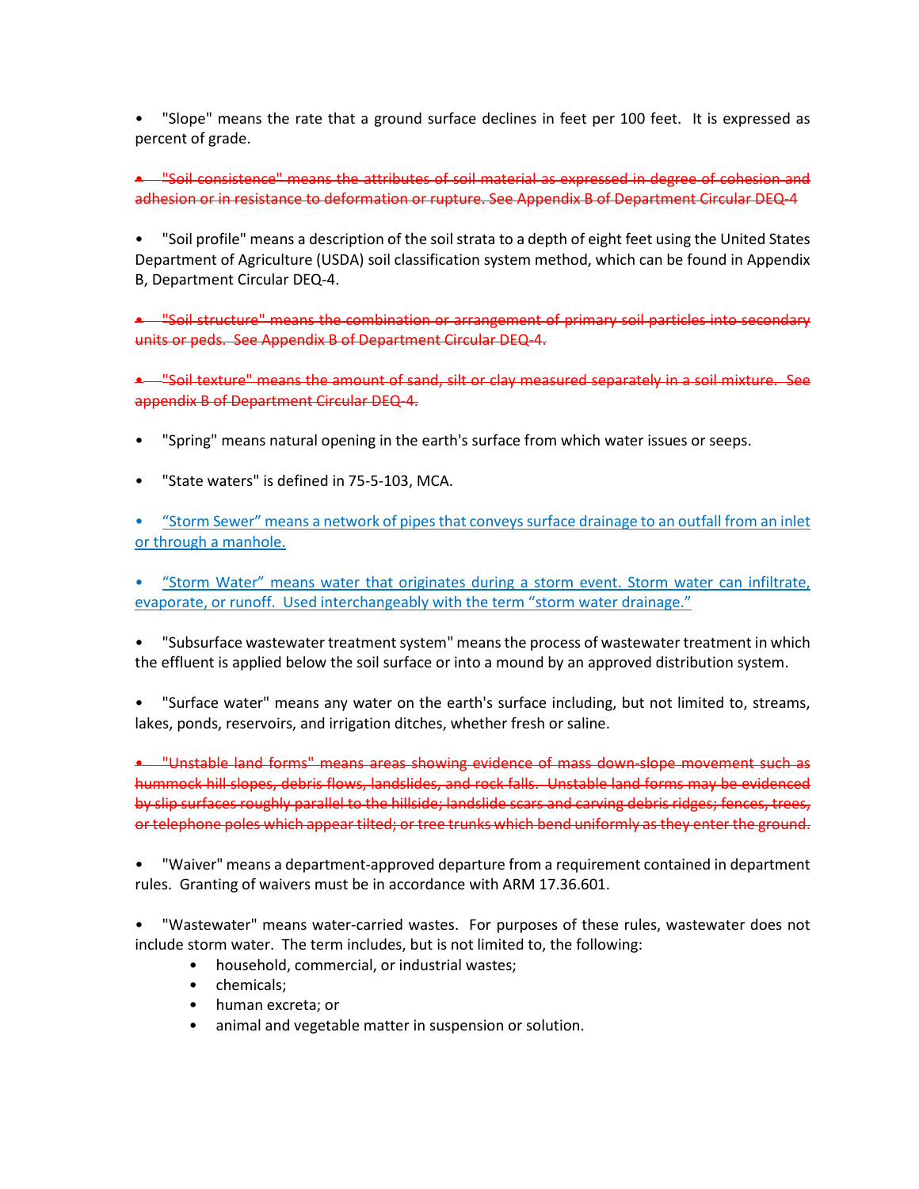- "Slope" means the rate that a ground surface declines in feet per 100 feet. It is expressed as percent of grade.

- ~~"Soil consistence" means the attributes of soil material as expressed in degree of cohesion and adhesion or in resistance to deformation or rupture. See Appendix B of Department Circular DEQ-4~~

- "Soil profile" means a description of the soil strata to a depth of eight feet using the United States Department of Agriculture (USDA) soil classification system method, which can be found in Appendix B, Department Circular DEQ-4.

- ~~"Soil structure" means the combination or arrangement of primary soil particles into secondary units or peds. See Appendix B of Department Circular DEQ-4.~~

- ~~"Soil texture" means the amount of sand, silt or clay measured separately in a soil mixture. See appendix B of Department Circular DEQ-4.~~

- "Spring" means natural opening in the earth's surface from which water issues or seeps.

- "State waters" is defined in 75-5-103, MCA.

- <u>"Storm Sewer" means a network of pipes that conveys surface drainage to an outfall from an inlet or through a manhole.</u>

- <u>"Storm Water" means water that originates during a storm event. Storm water can infiltrate, evaporate, or runoff. Used interchangeably with the term "storm water drainage."</u>

- "Subsurface wastewater treatment system" means the process of wastewater treatment in which the effluent is applied below the soil surface or into a mound by an approved distribution system.

- "Surface water" means any water on the earth's surface including, but not limited to, streams, lakes, ponds, reservoirs, and irrigation ditches, whether fresh or saline.

- ~~"Unstable land forms" means areas showing evidence of mass down-slope movement such as hummock hill slopes, debris flows, landslides, and rock falls. Unstable land forms may be evidenced by slip surfaces roughly parallel to the hillside; landslide scars and carving debris ridges; fences, trees, or telephone poles which appear tilted; or tree trunks which bend uniformly as they enter the ground.~~

- "Waiver" means a department-approved departure from a requirement contained in department rules. Granting of waivers must be in accordance with ARM 17.36.601.

- "Wastewater" means water-carried wastes. For purposes of these rules, wastewater does not include storm water. The term includes, but is not limited to, the following:
  - household, commercial, or industrial wastes;
  - chemicals;
  - human excreta; or
  - animal and vegetable matter in suspension or solution.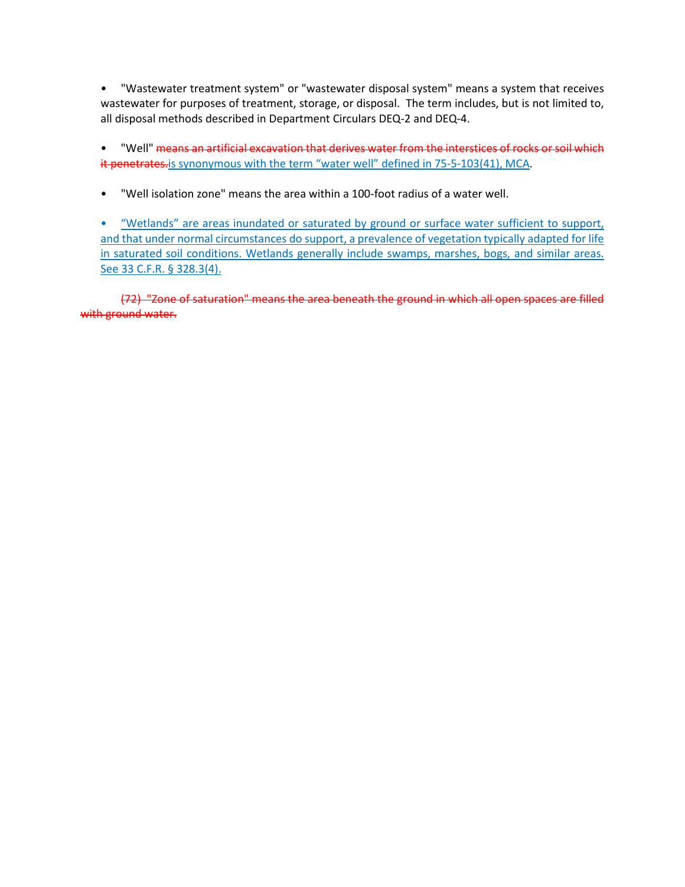- "Wastewater treatment system" or "wastewater disposal system" means a system that receives wastewater for purposes of treatment, storage, or disposal. The term includes, but is not limited to, all disposal methods described in Department Circulars DEQ-2 and DEQ-4.

- "Well" ~~means an artificial excavation that derives water from the interstices of rocks or soil which it penetrates.~~<u>is synonymous with the term “water well” defined in 75-5-103(41), MCA</u>.

- "Well isolation zone" means the area within a 100-foot radius of a water well.

- <u>“Wetlands” are areas inundated or saturated by ground or surface water sufficient to support, and that under normal circumstances do support, a prevalence of vegetation typically adapted for life in saturated soil conditions. Wetlands generally include swamps, marshes, bogs, and similar areas. See 33 C.F.R. § 328.3(4).</u>

~~(72) "Zone of saturation" means the area beneath the ground in which all open spaces are filled with ground water.~~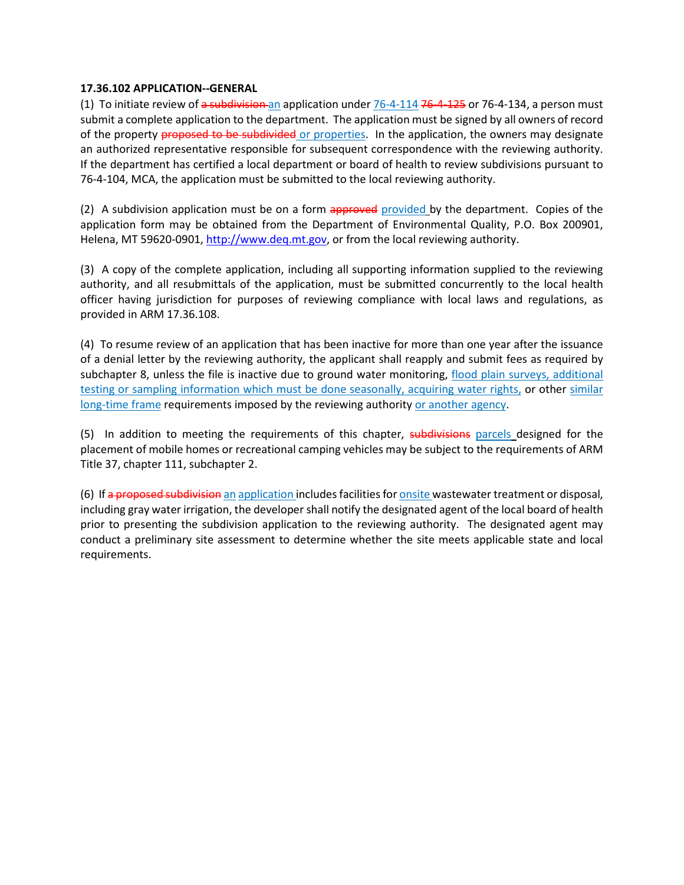**17.36.102 APPLICATION--GENERAL**

(1) To initiate review of ~~a subdivision~~ an application under 76-4-114 ~~76-4-125~~ or 76-4-134, a person must submit a complete application to the department. The application must be signed by all owners of record of the property ~~proposed to be subdivided~~ or properties. In the application, the owners may designate an authorized representative responsible for subsequent correspondence with the reviewing authority. If the department has certified a local department or board of health to review subdivisions pursuant to 76-4-104, MCA, the application must be submitted to the local reviewing authority.

(2) A subdivision application must be on a form ~~approved~~ provided by the department. Copies of the application form may be obtained from the Department of Environmental Quality, P.O. Box 200901, Helena, MT 59620-0901, http://www.deq.mt.gov, or from the local reviewing authority.

(3) A copy of the complete application, including all supporting information supplied to the reviewing authority, and all resubmittals of the application, must be submitted concurrently to the local health officer having jurisdiction for purposes of reviewing compliance with local laws and regulations, as provided in ARM 17.36.108.

(4) To resume review of an application that has been inactive for more than one year after the issuance of a denial letter by the reviewing authority, the applicant shall reapply and submit fees as required by subchapter 8, unless the file is inactive due to ground water monitoring, flood plain surveys, additional testing or sampling information which must be done seasonally, acquiring water rights, or other similar long-time frame requirements imposed by the reviewing authority or another agency.

(5) In addition to meeting the requirements of this chapter, ~~subdivisions~~ parcels designed for the placement of mobile homes or recreational camping vehicles may be subject to the requirements of ARM Title 37, chapter 111, subchapter 2.

(6) If ~~a proposed subdivision~~ an application includes facilities for onsite wastewater treatment or disposal, including gray water irrigation, the developer shall notify the designated agent of the local board of health prior to presenting the subdivision application to the reviewing authority. The designated agent may conduct a preliminary site assessment to determine whether the site meets applicable state and local requirements.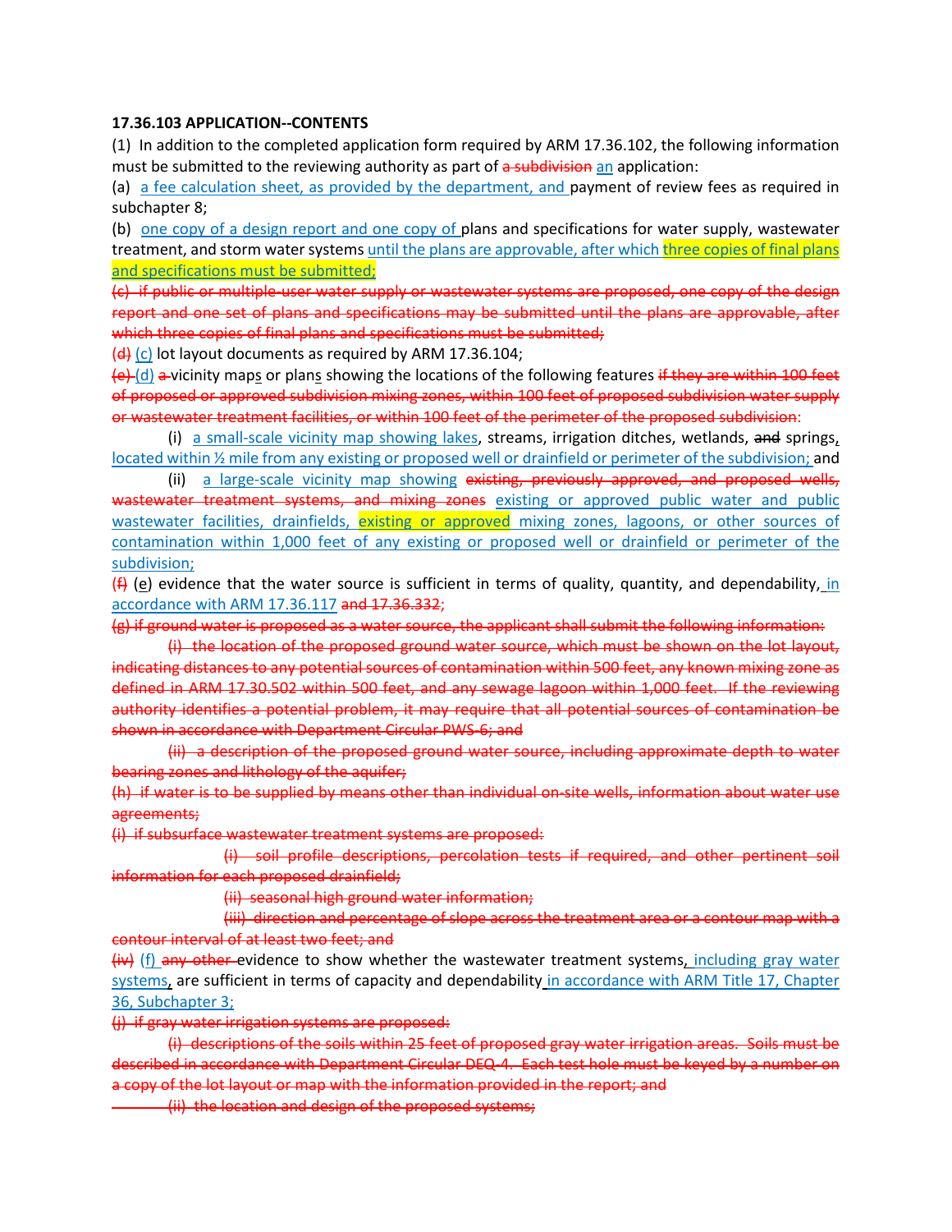**17.36.103 APPLICATION--CONTENTS**

(1) In addition to the completed application form required by ARM 17.36.102, the following information must be submitted to the reviewing authority as part of ~~a subdivision~~ an application:

(a) a fee calculation sheet, as provided by the department, and payment of review fees as required in subchapter 8;

(b) one copy of a design report and one copy of plans and specifications for water supply, wastewater treatment, and storm water systems until the plans are approvable, after which three copies of final plans and specifications must be submitted;

~~(c) if public or multiple-user water supply or wastewater systems are proposed, one copy of the design report and one set of plans and specifications may be submitted until the plans are approvable, after which three copies of final plans and specifications must be submitted;~~

~~(d)~~ (c) lot layout documents as required by ARM 17.36.104;

~~(e)~~ (d) ~~a~~ vicinity maps or plans showing the locations of the following features ~~if they are within 100 feet of proposed or approved subdivision mixing zones, within 100 feet of proposed subdivision water supply or wastewater treatment facilities, or within 100 feet of the perimeter of the proposed subdivision~~:

(i) a small-scale vicinity map showing lakes, streams, irrigation ditches, wetlands, ~~and~~ springs, located within ½ mile from any existing or proposed well or drainfield or perimeter of the subdivision; and

(ii) a large-scale vicinity map showing ~~existing, previously approved, and proposed wells, wastewater treatment systems, and mixing zones~~ existing or approved public water and public wastewater facilities, drainfields, existing or approved mixing zones, lagoons, or other sources of contamination within 1,000 feet of any existing or proposed well or drainfield or perimeter of the subdivision;

~~(f)~~ (e) evidence that the water source is sufficient in terms of quality, quantity, and dependability, in accordance with ARM 17.36.117 ~~and 17.36.332~~;

~~(g) if ground water is proposed as a water source, the applicant shall submit the following information:~~

~~(i) the location of the proposed ground water source, which must be shown on the lot layout, indicating distances to any potential sources of contamination within 500 feet, any known mixing zone as defined in ARM 17.30.502 within 500 feet, and any sewage lagoon within 1,000 feet. If the reviewing authority identifies a potential problem, it may require that all potential sources of contamination be shown in accordance with Department Circular PWS-6; and~~

~~(ii) a description of the proposed ground water source, including approximate depth to water bearing zones and lithology of the aquifer;~~

~~(h) if water is to be supplied by means other than individual on-site wells, information about water use agreements;~~

~~(i) if subsurface wastewater treatment systems are proposed:~~

~~(i) soil profile descriptions, percolation tests if required, and other pertinent soil information for each proposed drainfield;~~

~~(ii) seasonal high ground water information;~~

~~(iii) direction and percentage of slope across the treatment area or a contour map with a contour interval of at least two feet; and~~

~~(iv)~~ (f) ~~any other~~ evidence to show whether the wastewater treatment systems, including gray water systems, are sufficient in terms of capacity and dependability in accordance with ARM Title 17, Chapter 36, Subchapter 3;

~~(j) if gray water irrigation systems are proposed:~~

~~(i) descriptions of the soils within 25 feet of proposed gray water irrigation areas. Soils must be described in accordance with Department Circular DEQ-4. Each test hole must be keyed by a number on a copy of the lot layout or map with the information provided in the report; and~~

~~(ii) the location and design of the proposed systems;~~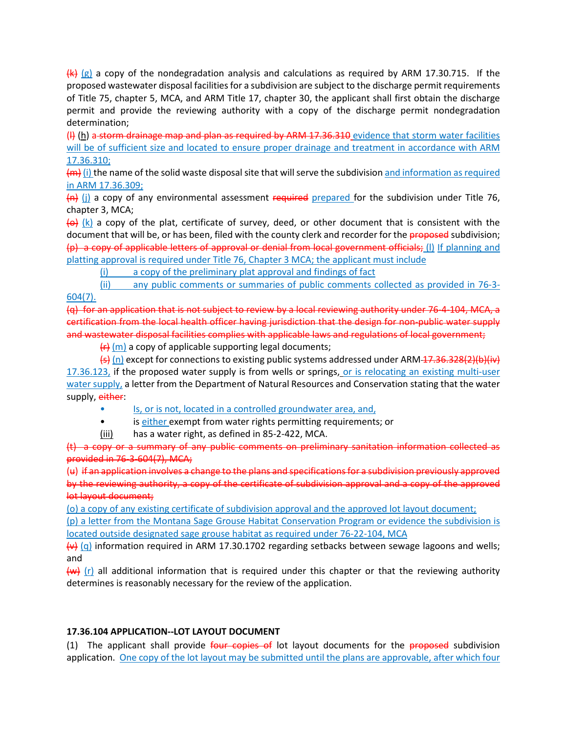~~(k)~~ (g) a copy of the nondegradation analysis and calculations as required by ARM 17.30.715. If the proposed wastewater disposal facilities for a subdivision are subject to the discharge permit requirements of Title 75, chapter 5, MCA, and ARM Title 17, chapter 30, the applicant shall first obtain the discharge permit and provide the reviewing authority with a copy of the discharge permit nondegradation determination;

~~(l)~~ (h) ~~a storm drainage map and plan as required by ARM 17.36.310~~ evidence that storm water facilities will be of sufficient size and located to ensure proper drainage and treatment in accordance with ARM 17.36.310;

~~(m)~~ (i) the name of the solid waste disposal site that will serve the subdivision and information as required in ARM 17.36.309;

~~(n)~~ (j) a copy of any environmental assessment ~~required~~ prepared for the subdivision under Title 76, chapter 3, MCA;

~~(o)~~ (k) a copy of the plat, certificate of survey, deed, or other document that is consistent with the document that will be, or has been, filed with the county clerk and recorder for the ~~proposed~~ subdivision;

~~(p) a copy of applicable letters of approval or denial from local government officials;~~ (l) If planning and platting approval is required under Title 76, Chapter 3 MCA; the applicant must include

(i) a copy of the preliminary plat approval and findings of fact

(ii) any public comments or summaries of public comments collected as provided in 76-3-604(7).

~~(q) for an application that is not subject to review by a local reviewing authority under 76-4-104, MCA, a certification from the local health officer having jurisdiction that the design for non-public water supply and wastewater disposal facilities complies with applicable laws and regulations of local government;~~

~~(r)~~ (m) a copy of applicable supporting legal documents;

~~(s)~~ (n) except for connections to existing public systems addressed under ARM ~~17.36.328(2)(b)(iv)~~ 17.36.123, if the proposed water supply is from wells or springs, or is relocating an existing multi-user water supply, a letter from the Department of Natural Resources and Conservation stating that the water supply, ~~either~~:

- Is, or is not, located in a controlled groundwater area, and,
- is either exempt from water rights permitting requirements; or

(iii) has a water right, as defined in 85-2-422, MCA.

~~(t) a copy or a summary of any public comments on preliminary sanitation information collected as provided in 76-3-604(7), MCA;~~

~~(u) if an application involves a change to the plans and specifications for a subdivision previously approved by the reviewing authority, a copy of the certificate of subdivision approval and a copy of the approved lot layout document;~~

(o) a copy of any existing certificate of subdivision approval and the approved lot layout document;

(p) a letter from the Montana Sage Grouse Habitat Conservation Program or evidence the subdivision is located outside designated sage grouse habitat as required under 76-22-104, MCA

~~(v)~~ (q) information required in ARM 17.30.1702 regarding setbacks between sewage lagoons and wells; and

~~(w)~~ (r) all additional information that is required under this chapter or that the reviewing authority determines is reasonably necessary for the review of the application.

**17.36.104 APPLICATION--LOT LAYOUT DOCUMENT**

(1) The applicant shall provide ~~four copies of~~ lot layout documents for the ~~proposed~~ subdivision application. One copy of the lot layout may be submitted until the plans are approvable, after which four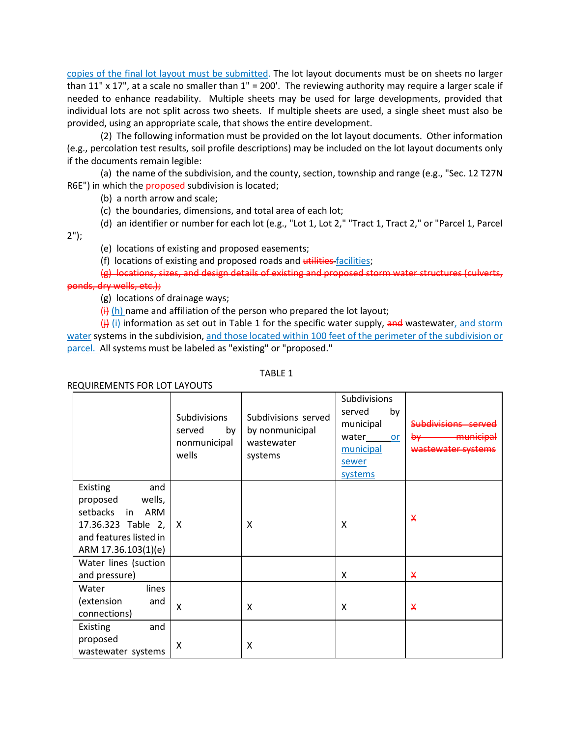copies of the final lot layout must be submitted. The lot layout documents must be on sheets no larger than 11" x 17", at a scale no smaller than 1" = 200'. The reviewing authority may require a larger scale if needed to enhance readability. Multiple sheets may be used for large developments, provided that individual lots are not split across two sheets. If multiple sheets are used, a single sheet must also be provided, using an appropriate scale, that shows the entire development.

(2) The following information must be provided on the lot layout documents. Other information (e.g., percolation test results, soil profile descriptions) may be included on the lot layout documents only if the documents remain legible:

(a) the name of the subdivision, and the county, section, township and range (e.g., "Sec. 12 T27N R6E") in which the ~~proposed~~ subdivision is located;

(b) a north arrow and scale;

(c) the boundaries, dimensions, and total area of each lot;

(d) an identifier or number for each lot (e.g., "Lot 1, Lot 2," "Tract 1, Tract 2," or "Parcel 1, Parcel 2");

(e) locations of existing and proposed easements;

(f) locations of existing and proposed roads and ~~utilities~~ facilities;

~~(g) locations, sizes, and design details of existing and proposed storm water structures (culverts, ponds, dry wells, etc.);~~

(g) locations of drainage ways;

~~(i)~~ (h) name and affiliation of the person who prepared the lot layout;

~~(j)~~ (i) information as set out in Table 1 for the specific water supply, ~~and~~ wastewater, and storm water systems in the subdivision, and those located within 100 feet of the perimeter of the subdivision or parcel. All systems must be labeled as "existing" or "proposed."

TABLE 1

REQUIREMENTS FOR LOT LAYOUTS

| | Subdivisions served by nonmunicipal wells | Subdivisions served by nonmunicipal wastewater systems | Subdivisions served by municipal water or municipal sewer systems | ~~Subdivisions served by municipal wastewater systems~~ |
|---|---|---|---|---|
| Existing and proposed wells, setbacks in ARM 17.36.323 Table 2, and features listed in ARM 17.36.103(1)(e) | X | X | X | ~~X~~ |
| Water lines (suction and pressure) | | | X | ~~X~~ |
| Water lines (extension and connections) | X | X | X | ~~X~~ |
| Existing and proposed wastewater systems | X | X | | |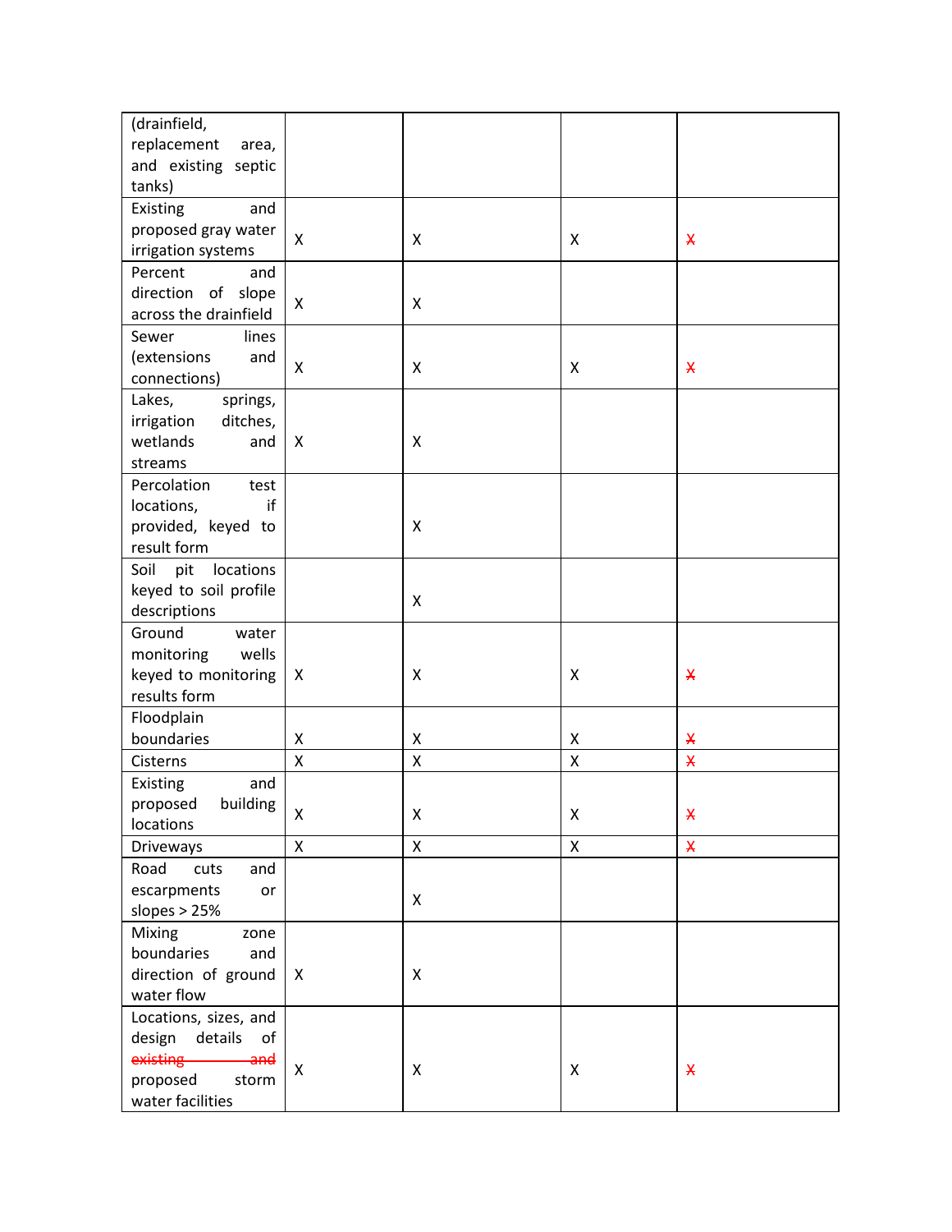| | | | | |
|---|---|---|---|---|
| (drainfield, replacement area, and existing septic tanks) | | | | |
| Existing and proposed gray water irrigation systems | X | X | X | ~~X~~ |
| Percent and direction of slope across the drainfield | X | X | | |
| Sewer lines (extensions and connections) | X | X | X | ~~X~~ |
| Lakes, springs, irrigation ditches, wetlands and streams | X | X | | |
| Percolation test locations, if provided, keyed to result form | | X | | |
| Soil pit locations keyed to soil profile descriptions | | X | | |
| Ground water monitoring wells keyed to monitoring results form | X | X | X | ~~X~~ |
| Floodplain boundaries | X | X | X | ~~X~~ |
| Cisterns | X | X | X | ~~X~~ |
| Existing and proposed building locations | X | X | X | ~~X~~ |
| Driveways | X | X | X | ~~X~~ |
| Road cuts and escarpments or slopes > 25% | | X | | |
| Mixing zone boundaries and direction of ground water flow | X | X | | |
| Locations, sizes, and design details of ~~existing and~~ proposed storm water facilities | X | X | X | ~~X~~ |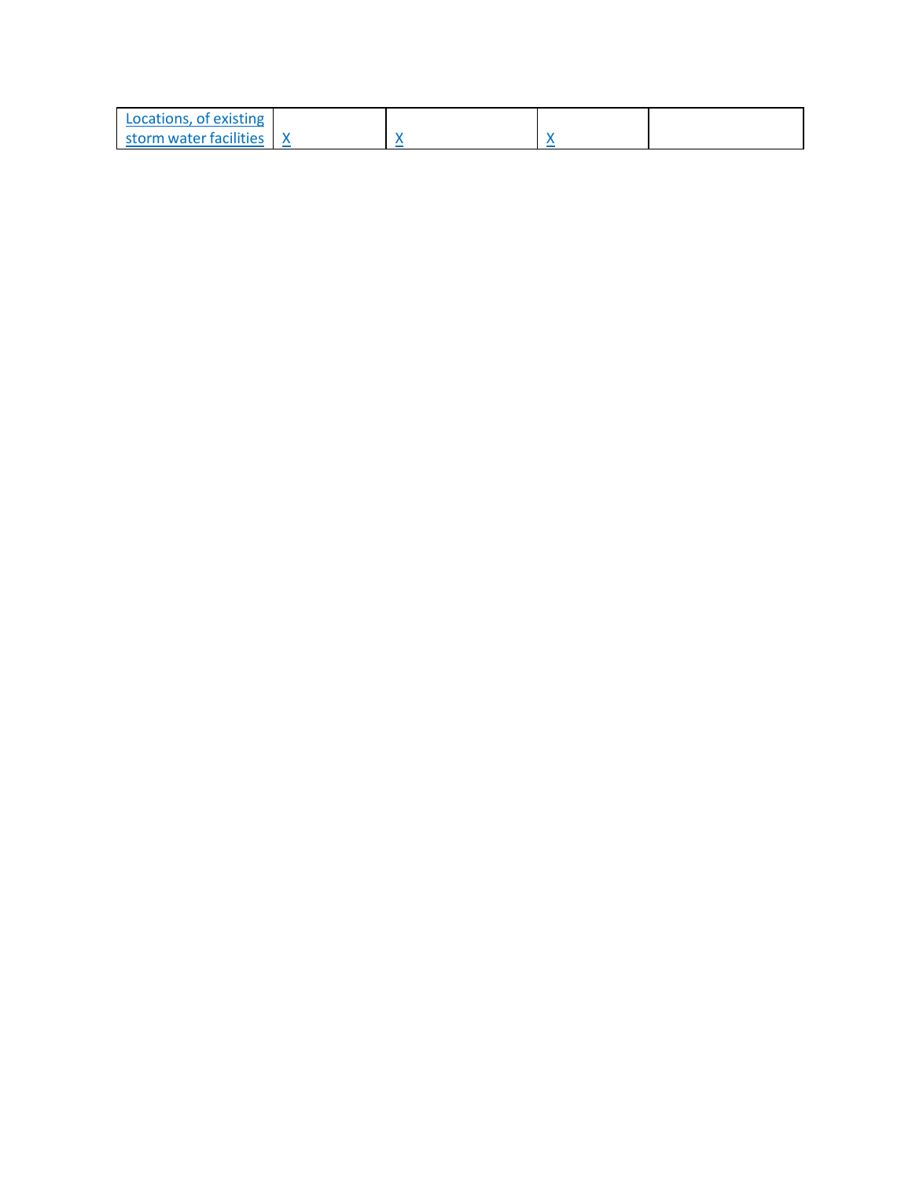| | | | | |
|---|---|---|---|---|
| Locations, of existing storm water facilities | X | X | X | |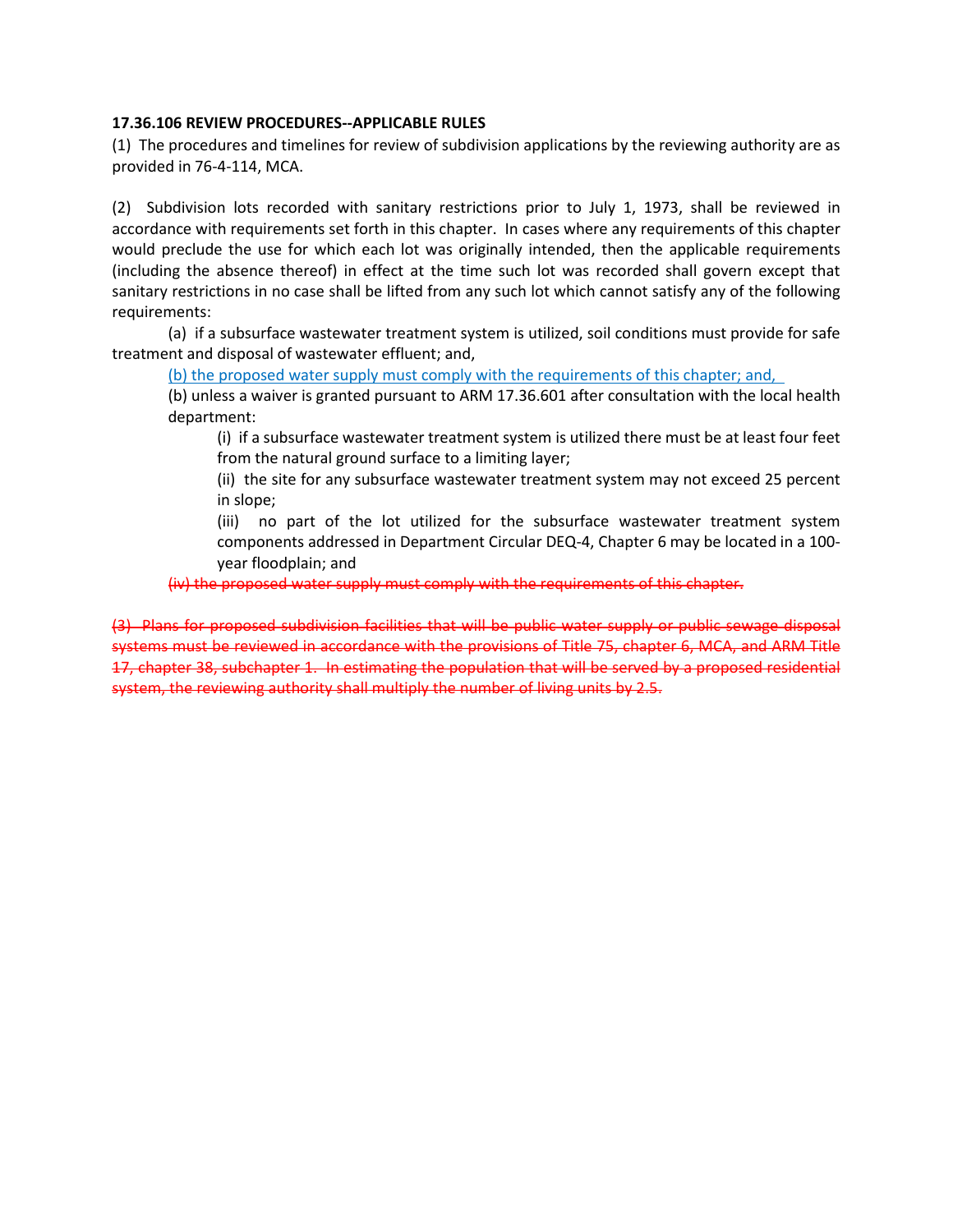**17.36.106 REVIEW PROCEDURES--APPLICABLE RULES**

(1) The procedures and timelines for review of subdivision applications by the reviewing authority are as provided in 76-4-114, MCA.

(2) Subdivision lots recorded with sanitary restrictions prior to July 1, 1973, shall be reviewed in accordance with requirements set forth in this chapter. In cases where any requirements of this chapter would preclude the use for which each lot was originally intended, then the applicable requirements (including the absence thereof) in effect at the time such lot was recorded shall govern except that sanitary restrictions in no case shall be lifted from any such lot which cannot satisfy any of the following requirements:

(a) if a subsurface wastewater treatment system is utilized, soil conditions must provide for safe treatment and disposal of wastewater effluent; and,

(b) the proposed water supply must comply with the requirements of this chapter; and,

(b) unless a waiver is granted pursuant to ARM 17.36.601 after consultation with the local health department:

(i) if a subsurface wastewater treatment system is utilized there must be at least four feet from the natural ground surface to a limiting layer;

(ii) the site for any subsurface wastewater treatment system may not exceed 25 percent in slope;

(iii) no part of the lot utilized for the subsurface wastewater treatment system components addressed in Department Circular DEQ-4, Chapter 6 may be located in a 100-year floodplain; and

~~(iv) the proposed water supply must comply with the requirements of this chapter.~~

~~(3) Plans for proposed subdivision facilities that will be public water supply or public sewage disposal systems must be reviewed in accordance with the provisions of Title 75, chapter 6, MCA, and ARM Title 17, chapter 38, subchapter 1. In estimating the population that will be served by a proposed residential system, the reviewing authority shall multiply the number of living units by 2.5.~~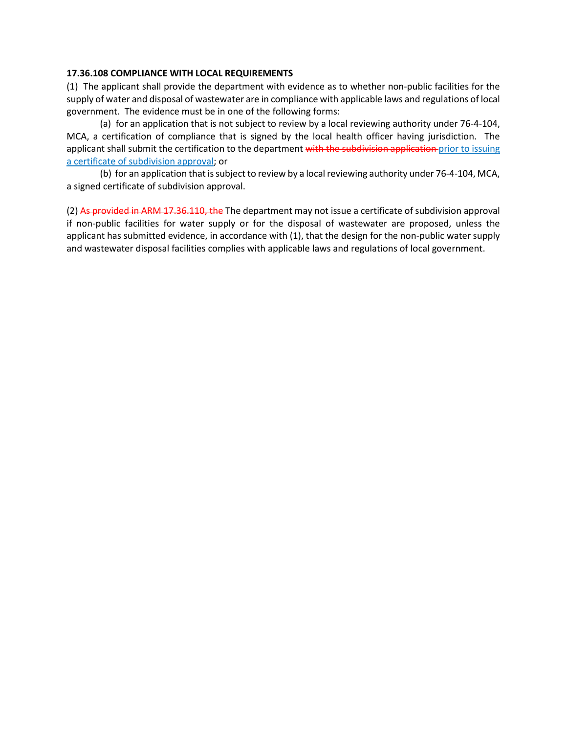**17.36.108 COMPLIANCE WITH LOCAL REQUIREMENTS**

(1) The applicant shall provide the department with evidence as to whether non-public facilities for the supply of water and disposal of wastewater are in compliance with applicable laws and regulations of local government. The evidence must be in one of the following forms:

(a) for an application that is not subject to review by a local reviewing authority under 76-4-104, MCA, a certification of compliance that is signed by the local health officer having jurisdiction. The applicant shall submit the certification to the department ~~with the subdivision application~~ <u>prior to issuing a certificate of subdivision approval</u>; or

(b) for an application that is subject to review by a local reviewing authority under 76-4-104, MCA, a signed certificate of subdivision approval.

(2) ~~As provided in ARM 17.36.110, the~~ The department may not issue a certificate of subdivision approval if non-public facilities for water supply or for the disposal of wastewater are proposed, unless the applicant has submitted evidence, in accordance with (1), that the design for the non-public water supply and wastewater disposal facilities complies with applicable laws and regulations of local government.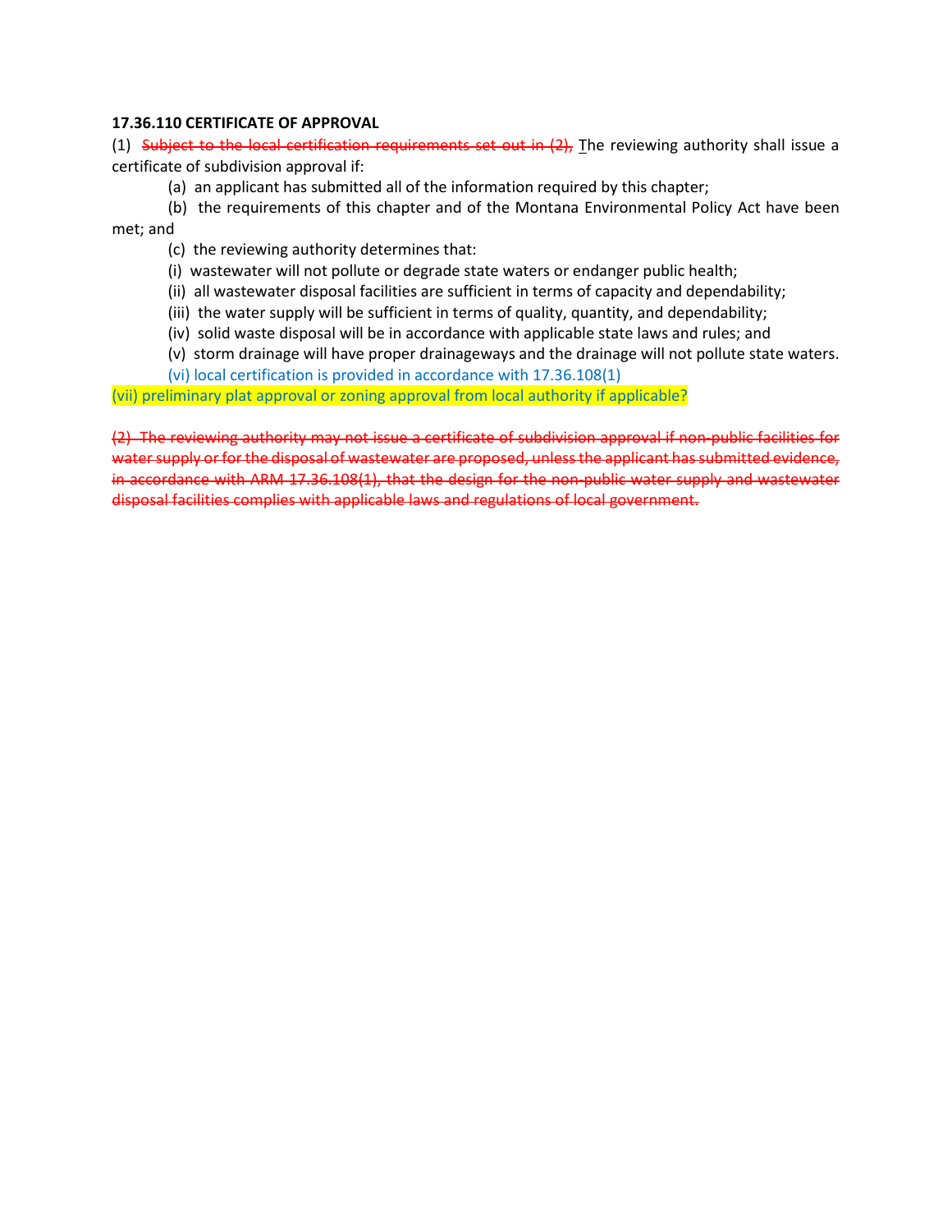**17.36.110 CERTIFICATE OF APPROVAL**

(1) ~~Subject to the local certification requirements set out in (2),~~ The reviewing authority shall issue a certificate of subdivision approval if:

(a) an applicant has submitted all of the information required by this chapter;

(b) the requirements of this chapter and of the Montana Environmental Policy Act have been met; and

(c) the reviewing authority determines that:

(i) wastewater will not pollute or degrade state waters or endanger public health;

(ii) all wastewater disposal facilities are sufficient in terms of capacity and dependability;

(iii) the water supply will be sufficient in terms of quality, quantity, and dependability;

(iv) solid waste disposal will be in accordance with applicable state laws and rules; and

(v) storm drainage will have proper drainageways and the drainage will not pollute state waters.

(vi) local certification is provided in accordance with 17.36.108(1)

(vii) preliminary plat approval or zoning approval from local authority if applicable?

~~(2) The reviewing authority may not issue a certificate of subdivision approval if non-public facilities for water supply or for the disposal of wastewater are proposed, unless the applicant has submitted evidence, in accordance with ARM 17.36.108(1), that the design for the non-public water supply and wastewater disposal facilities complies with applicable laws and regulations of local government.~~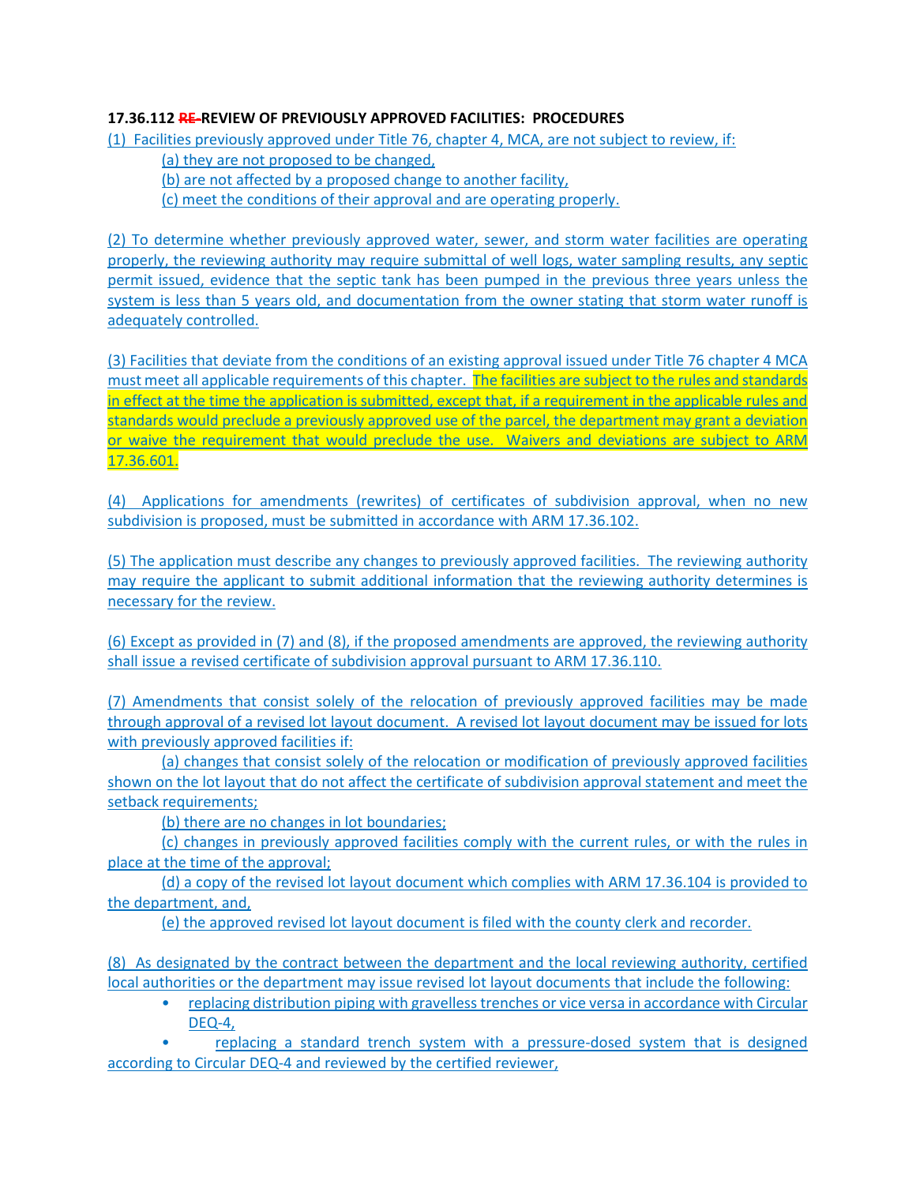**17.36.112 ~~RE-~~REVIEW OF PREVIOUSLY APPROVED FACILITIES: PROCEDURES**

(1) Facilities previously approved under Title 76, chapter 4, MCA, are not subject to review, if:

(a) they are not proposed to be changed,

(b) are not affected by a proposed change to another facility,

(c) meet the conditions of their approval and are operating properly.

(2) To determine whether previously approved water, sewer, and storm water facilities are operating properly, the reviewing authority may require submittal of well logs, water sampling results, any septic permit issued, evidence that the septic tank has been pumped in the previous three years unless the system is less than 5 years old, and documentation from the owner stating that storm water runoff is adequately controlled.

(3) Facilities that deviate from the conditions of an existing approval issued under Title 76 chapter 4 MCA must meet all applicable requirements of this chapter. The facilities are subject to the rules and standards in effect at the time the application is submitted, except that, if a requirement in the applicable rules and standards would preclude a previously approved use of the parcel, the department may grant a deviation or waive the requirement that would preclude the use. Waivers and deviations are subject to ARM 17.36.601.

(4) Applications for amendments (rewrites) of certificates of subdivision approval, when no new subdivision is proposed, must be submitted in accordance with ARM 17.36.102.

(5) The application must describe any changes to previously approved facilities. The reviewing authority may require the applicant to submit additional information that the reviewing authority determines is necessary for the review.

(6) Except as provided in (7) and (8), if the proposed amendments are approved, the reviewing authority shall issue a revised certificate of subdivision approval pursuant to ARM 17.36.110.

(7) Amendments that consist solely of the relocation of previously approved facilities may be made through approval of a revised lot layout document. A revised lot layout document may be issued for lots with previously approved facilities if:

(a) changes that consist solely of the relocation or modification of previously approved facilities shown on the lot layout that do not affect the certificate of subdivision approval statement and meet the setback requirements;

(b) there are no changes in lot boundaries;

(c) changes in previously approved facilities comply with the current rules, or with the rules in place at the time of the approval;

(d) a copy of the revised lot layout document which complies with ARM 17.36.104 is provided to the department, and,

(e) the approved revised lot layout document is filed with the county clerk and recorder.

(8) As designated by the contract between the department and the local reviewing authority, certified local authorities or the department may issue revised lot layout documents that include the following:

- replacing distribution piping with gravelless trenches or vice versa in accordance with Circular DEQ-4,
- replacing a standard trench system with a pressure-dosed system that is designed according to Circular DEQ-4 and reviewed by the certified reviewer,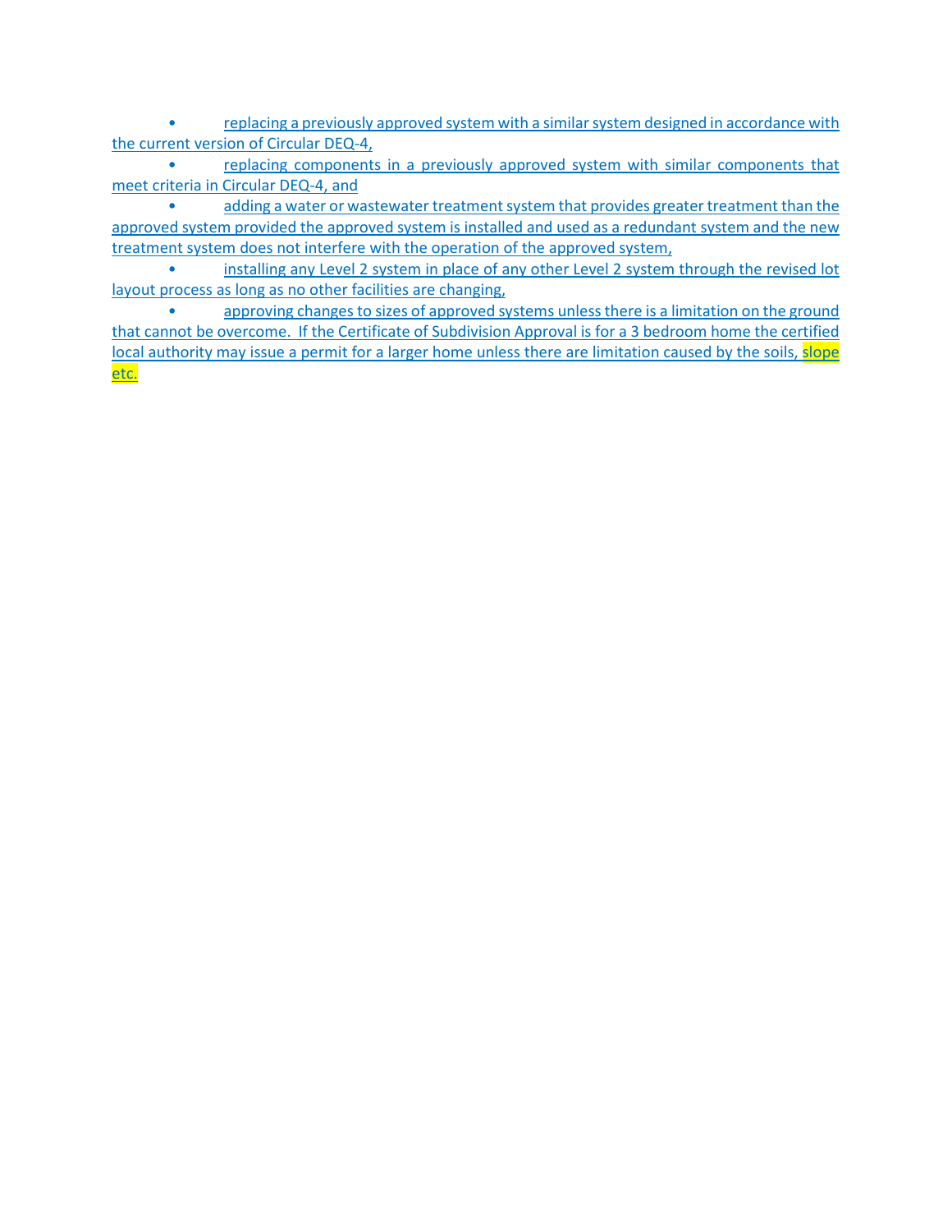- replacing a previously approved system with a similar system designed in accordance with the current version of Circular DEQ-4,
- replacing components in a previously approved system with similar components that meet criteria in Circular DEQ-4, and
- adding a water or wastewater treatment system that provides greater treatment than the approved system provided the approved system is installed and used as a redundant system and the new treatment system does not interfere with the operation of the approved system,
- installing any Level 2 system in place of any other Level 2 system through the revised lot layout process as long as no other facilities are changing,
- approving changes to sizes of approved systems unless there is a limitation on the ground that cannot be overcome. If the Certificate of Subdivision Approval is for a 3 bedroom home the certified local authority may issue a permit for a larger home unless there are limitation caused by the soils, slope etc.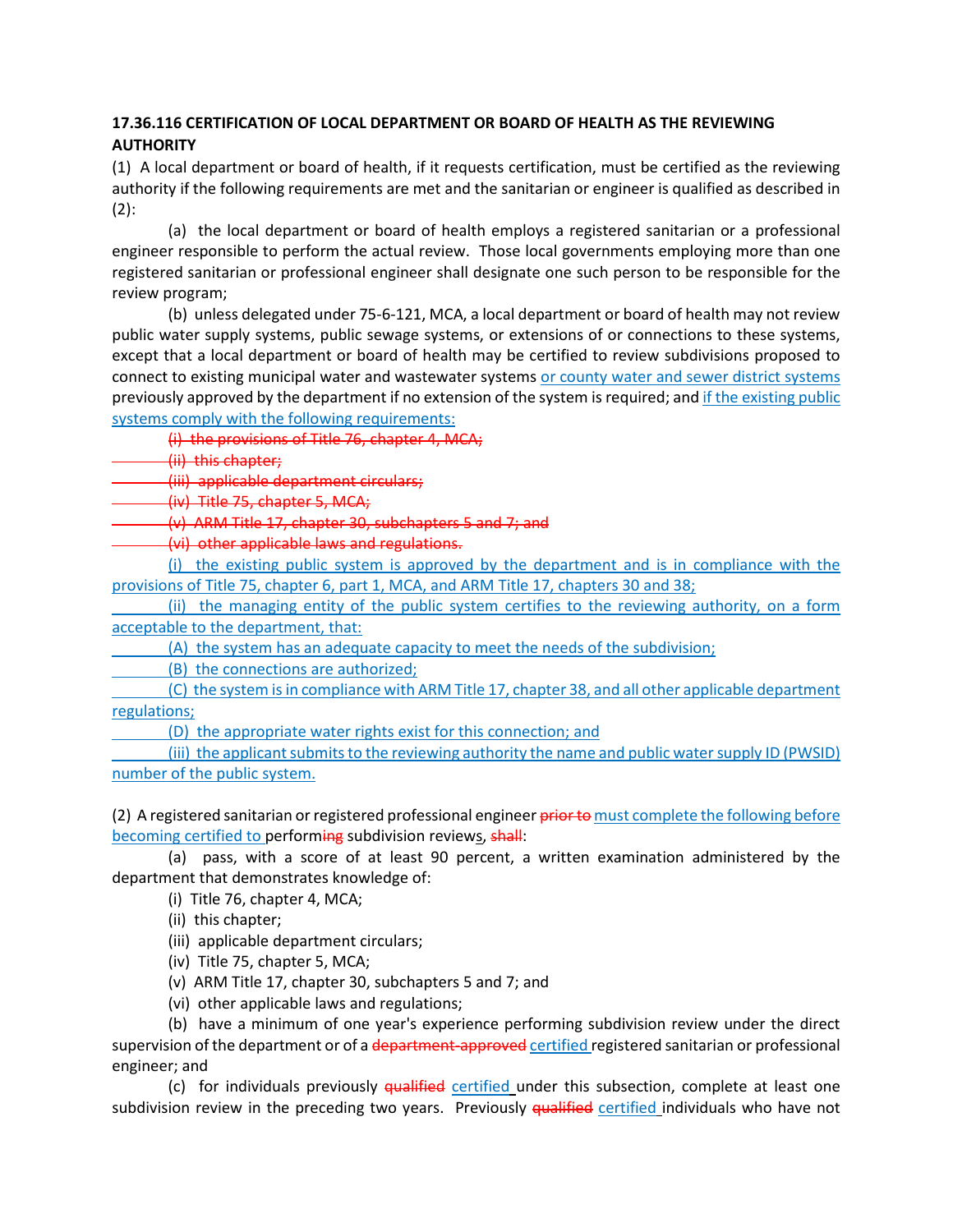**17.36.116 CERTIFICATION OF LOCAL DEPARTMENT OR BOARD OF HEALTH AS THE REVIEWING AUTHORITY**

(1) A local department or board of health, if it requests certification, must be certified as the reviewing authority if the following requirements are met and the sanitarian or engineer is qualified as described in (2):

(a) the local department or board of health employs a registered sanitarian or a professional engineer responsible to perform the actual review. Those local governments employing more than one registered sanitarian or professional engineer shall designate one such person to be responsible for the review program;

(b) unless delegated under 75-6-121, MCA, a local department or board of health may not review public water supply systems, public sewage systems, or extensions of or connections to these systems, except that a local department or board of health may be certified to review subdivisions proposed to connect to existing municipal water and wastewater systems <u>or county water and sewer district systems</u> previously approved by the department if no extension of the system is required; and <u>if the existing public systems comply with the following requirements:</u>

~~(i) the provisions of Title 76, chapter 4, MCA;~~

~~(ii) this chapter;~~

~~(iii) applicable department circulars;~~

~~(iv) Title 75, chapter 5, MCA;~~

~~(v) ARM Title 17, chapter 30, subchapters 5 and 7; and~~

~~(vi) other applicable laws and regulations.~~

<u>(i) the existing public system is approved by the department and is in compliance with the provisions of Title 75, chapter 6, part 1, MCA, and ARM Title 17, chapters 30 and 38;</u>

<u>(ii) the managing entity of the public system certifies to the reviewing authority, on a form acceptable to the department, that:</u>

<u>(A) the system has an adequate capacity to meet the needs of the subdivision;</u>

<u>(B) the connections are authorized;</u>

<u>(C) the system is in compliance with ARM Title 17, chapter 38, and all other applicable department regulations;</u>

<u>(D) the appropriate water rights exist for this connection; and</u>

<u>(iii) the applicant submits to the reviewing authority the name and public water supply ID (PWSID) number of the public system.</u>

(2) A registered sanitarian or registered professional engineer ~~prior to~~ <u>must complete the following before becoming certified to</u> perform~~ing~~ subdivision reviews, ~~shall~~:

(a) pass, with a score of at least 90 percent, a written examination administered by the department that demonstrates knowledge of:

(i) Title 76, chapter 4, MCA;

(ii) this chapter;

(iii) applicable department circulars;

(iv) Title 75, chapter 5, MCA;

(v) ARM Title 17, chapter 30, subchapters 5 and 7; and

(vi) other applicable laws and regulations;

(b) have a minimum of one year's experience performing subdivision review under the direct supervision of the department or of a ~~department-approved~~ <u>certified</u> registered sanitarian or professional engineer; and

(c) for individuals previously ~~qualified~~ <u>certified</u> under this subsection, complete at least one subdivision review in the preceding two years. Previously ~~qualified~~ <u>certified</u> individuals who have not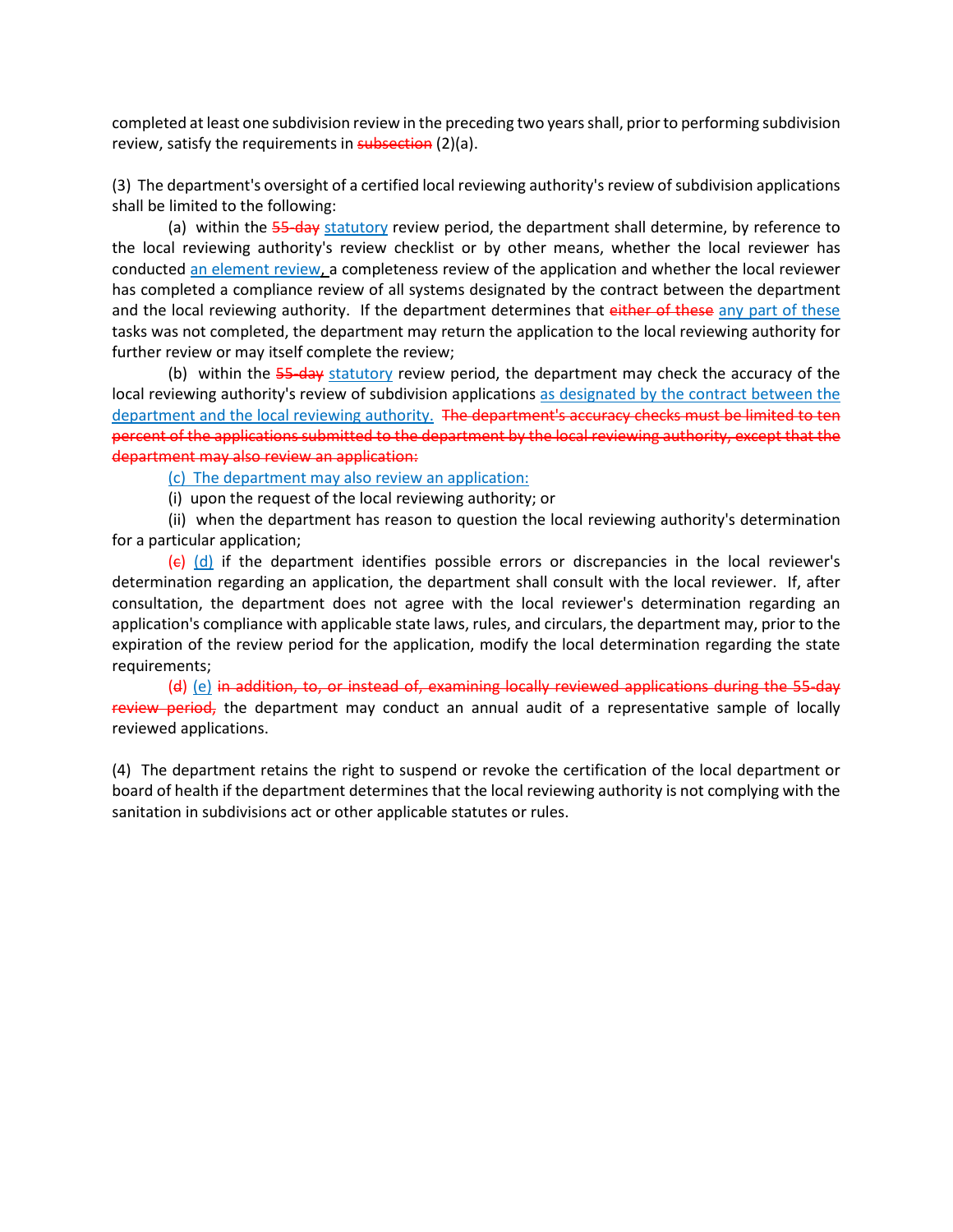completed at least one subdivision review in the preceding two years shall, prior to performing subdivision review, satisfy the requirements in ~~subsection~~ (2)(a).

(3) The department's oversight of a certified local reviewing authority's review of subdivision applications shall be limited to the following:

(a) within the ~~55-day~~ statutory review period, the department shall determine, by reference to the local reviewing authority's review checklist or by other means, whether the local reviewer has conducted an element review, a completeness review of the application and whether the local reviewer has completed a compliance review of all systems designated by the contract between the department and the local reviewing authority. If the department determines that ~~either of these~~ any part of these tasks was not completed, the department may return the application to the local reviewing authority for further review or may itself complete the review;

(b) within the ~~55-day~~ statutory review period, the department may check the accuracy of the local reviewing authority's review of subdivision applications as designated by the contract between the department and the local reviewing authority. ~~The department's accuracy checks must be limited to ten percent of the applications submitted to the department by the local reviewing authority, except that the department may also review an application:~~

(c) The department may also review an application:

(i) upon the request of the local reviewing authority; or

(ii) when the department has reason to question the local reviewing authority's determination for a particular application;

~~(c)~~ (d) if the department identifies possible errors or discrepancies in the local reviewer's determination regarding an application, the department shall consult with the local reviewer. If, after consultation, the department does not agree with the local reviewer's determination regarding an application's compliance with applicable state laws, rules, and circulars, the department may, prior to the expiration of the review period for the application, modify the local determination regarding the state requirements;

~~(d)~~ (e) ~~in addition, to, or instead of, examining locally reviewed applications during the 55-day review period,~~ the department may conduct an annual audit of a representative sample of locally reviewed applications.

(4) The department retains the right to suspend or revoke the certification of the local department or board of health if the department determines that the local reviewing authority is not complying with the sanitation in subdivisions act or other applicable statutes or rules.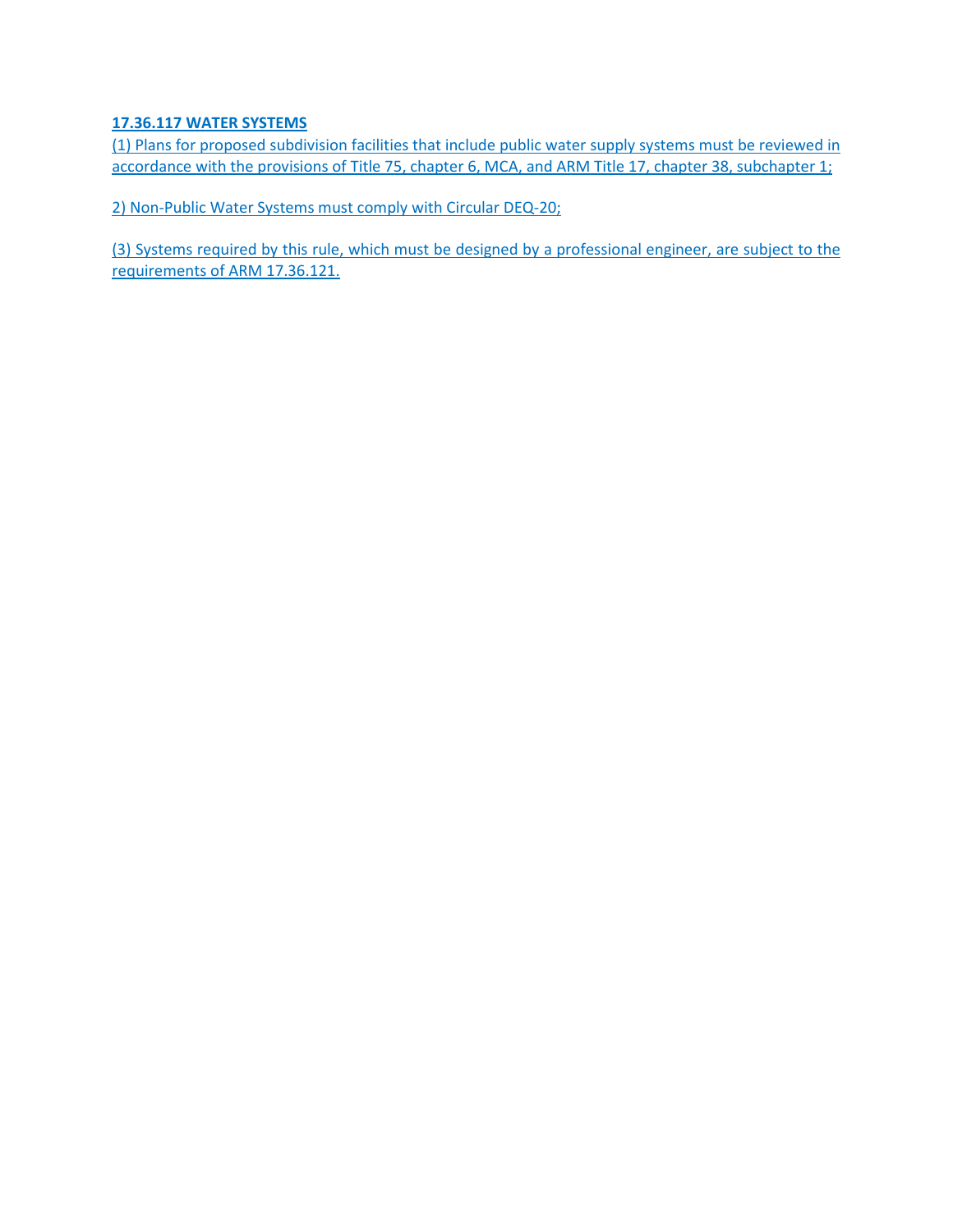**17.36.117 WATER SYSTEMS**

(1) Plans for proposed subdivision facilities that include public water supply systems must be reviewed in accordance with the provisions of Title 75, chapter 6, MCA, and ARM Title 17, chapter 38, subchapter 1;

2) Non-Public Water Systems must comply with Circular DEQ-20;

(3) Systems required by this rule, which must be designed by a professional engineer, are subject to the requirements of ARM 17.36.121.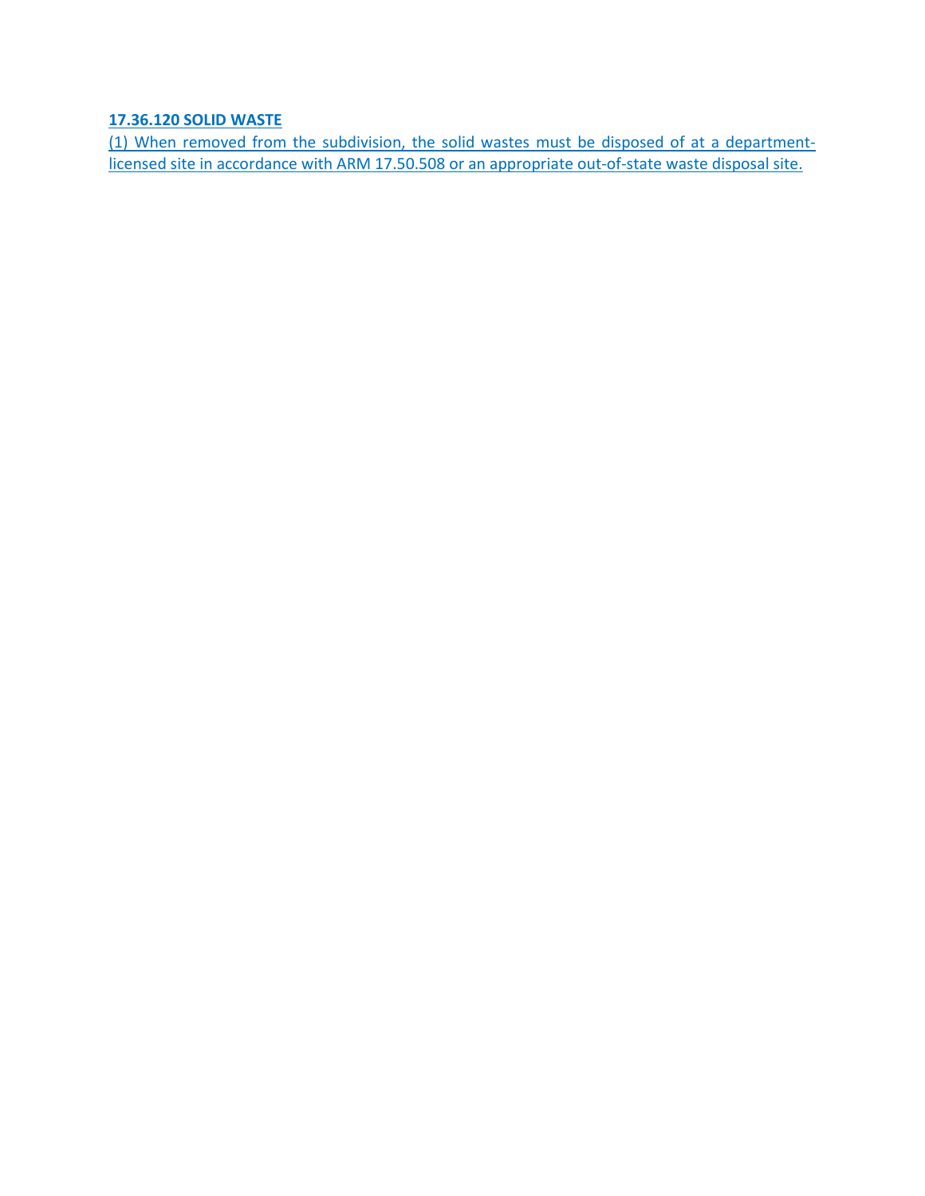**17.36.120 SOLID WASTE**

(1) When removed from the subdivision, the solid wastes must be disposed of at a department-licensed site in accordance with ARM 17.50.508 or an appropriate out-of-state waste disposal site.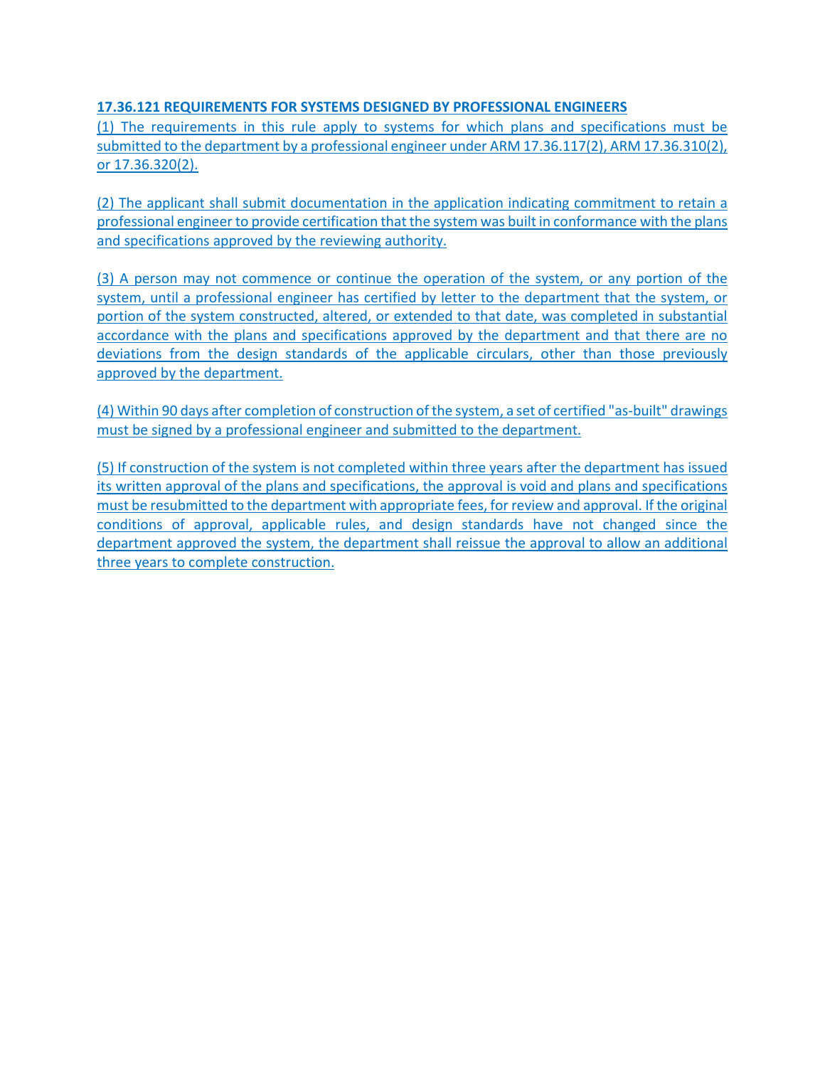**17.36.121 REQUIREMENTS FOR SYSTEMS DESIGNED BY PROFESSIONAL ENGINEERS**

(1) The requirements in this rule apply to systems for which plans and specifications must be submitted to the department by a professional engineer under ARM 17.36.117(2), ARM 17.36.310(2), or 17.36.320(2).

(2) The applicant shall submit documentation in the application indicating commitment to retain a professional engineer to provide certification that the system was built in conformance with the plans and specifications approved by the reviewing authority.

(3) A person may not commence or continue the operation of the system, or any portion of the system, until a professional engineer has certified by letter to the department that the system, or portion of the system constructed, altered, or extended to that date, was completed in substantial accordance with the plans and specifications approved by the department and that there are no deviations from the design standards of the applicable circulars, other than those previously approved by the department.

(4) Within 90 days after completion of construction of the system, a set of certified "as-built" drawings must be signed by a professional engineer and submitted to the department.

(5) If construction of the system is not completed within three years after the department has issued its written approval of the plans and specifications, the approval is void and plans and specifications must be resubmitted to the department with appropriate fees, for review and approval. If the original conditions of approval, applicable rules, and design standards have not changed since the department approved the system, the department shall reissue the approval to allow an additional three years to complete construction.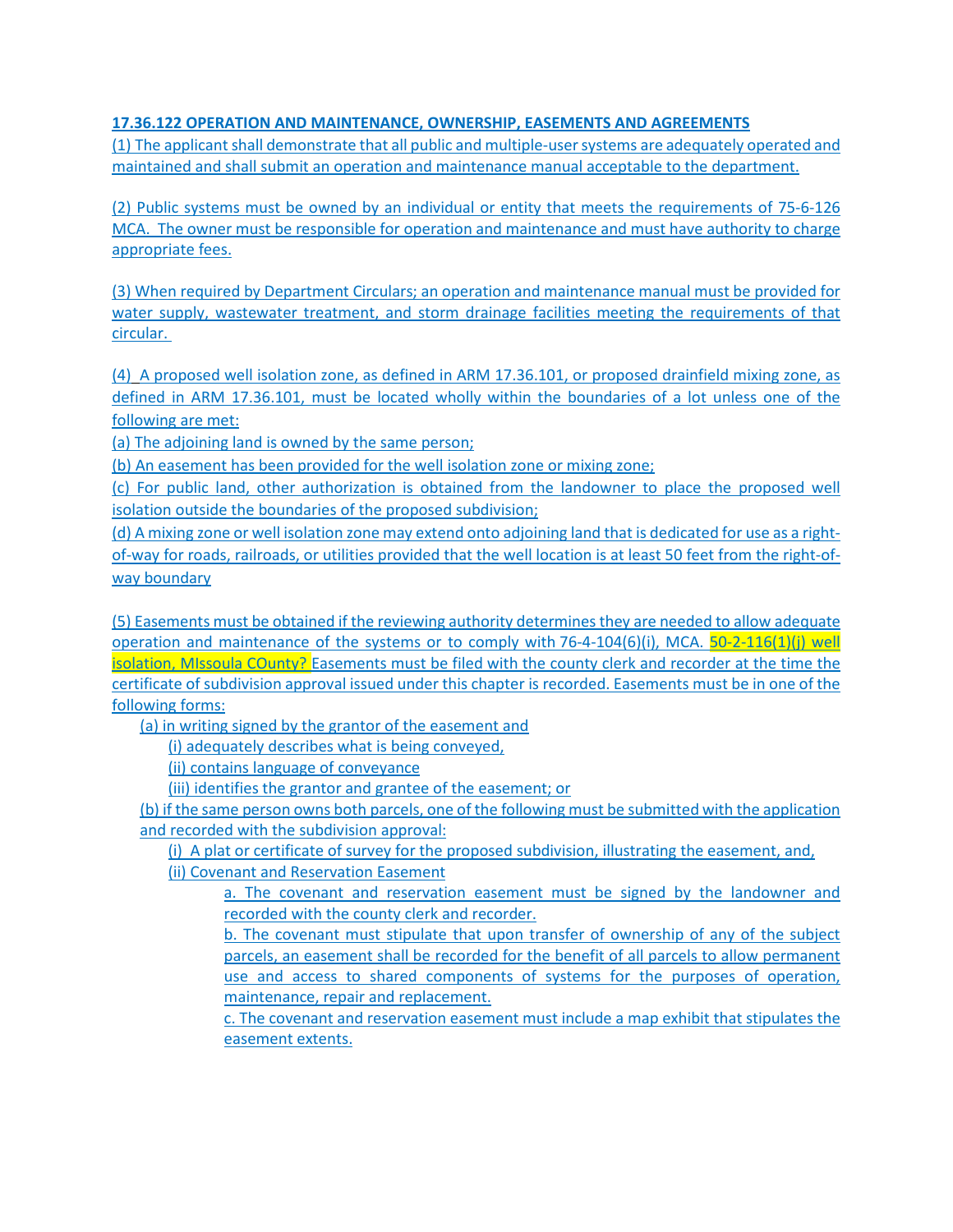**17.36.122 OPERATION AND MAINTENANCE, OWNERSHIP, EASEMENTS AND AGREEMENTS**

(1) The applicant shall demonstrate that all public and multiple-user systems are adequately operated and maintained and shall submit an operation and maintenance manual acceptable to the department.

(2) Public systems must be owned by an individual or entity that meets the requirements of 75-6-126 MCA. The owner must be responsible for operation and maintenance and must have authority to charge appropriate fees.

(3) When required by Department Circulars; an operation and maintenance manual must be provided for water supply, wastewater treatment, and storm drainage facilities meeting the requirements of that circular.

(4) A proposed well isolation zone, as defined in ARM 17.36.101, or proposed drainfield mixing zone, as defined in ARM 17.36.101, must be located wholly within the boundaries of a lot unless one of the following are met:

(a) The adjoining land is owned by the same person;

(b) An easement has been provided for the well isolation zone or mixing zone;

(c) For public land, other authorization is obtained from the landowner to place the proposed well isolation outside the boundaries of the proposed subdivision;

(d) A mixing zone or well isolation zone may extend onto adjoining land that is dedicated for use as a right-of-way for roads, railroads, or utilities provided that the well location is at least 50 feet from the right-of-way boundary

(5) Easements must be obtained if the reviewing authority determines they are needed to allow adequate operation and maintenance of the systems or to comply with 76-4-104(6)(i), MCA. 50-2-116(1)(j) well isolation, MIssoula COunty? Easements must be filed with the county clerk and recorder at the time the certificate of subdivision approval issued under this chapter is recorded. Easements must be in one of the following forms:

- (a) in writing signed by the grantor of the easement and
  - (i) adequately describes what is being conveyed,
  - (ii) contains language of conveyance
  - (iii) identifies the grantor and grantee of the easement; or
- (b) if the same person owns both parcels, one of the following must be submitted with the application and recorded with the subdivision approval:
  - (i) A plat or certificate of survey for the proposed subdivision, illustrating the easement, and,
  - (ii) Covenant and Reservation Easement
    - a. The covenant and reservation easement must be signed by the landowner and recorded with the county clerk and recorder.
    - b. The covenant must stipulate that upon transfer of ownership of any of the subject parcels, an easement shall be recorded for the benefit of all parcels to allow permanent use and access to shared components of systems for the purposes of operation, maintenance, repair and replacement.
    - c. The covenant and reservation easement must include a map exhibit that stipulates the easement extents.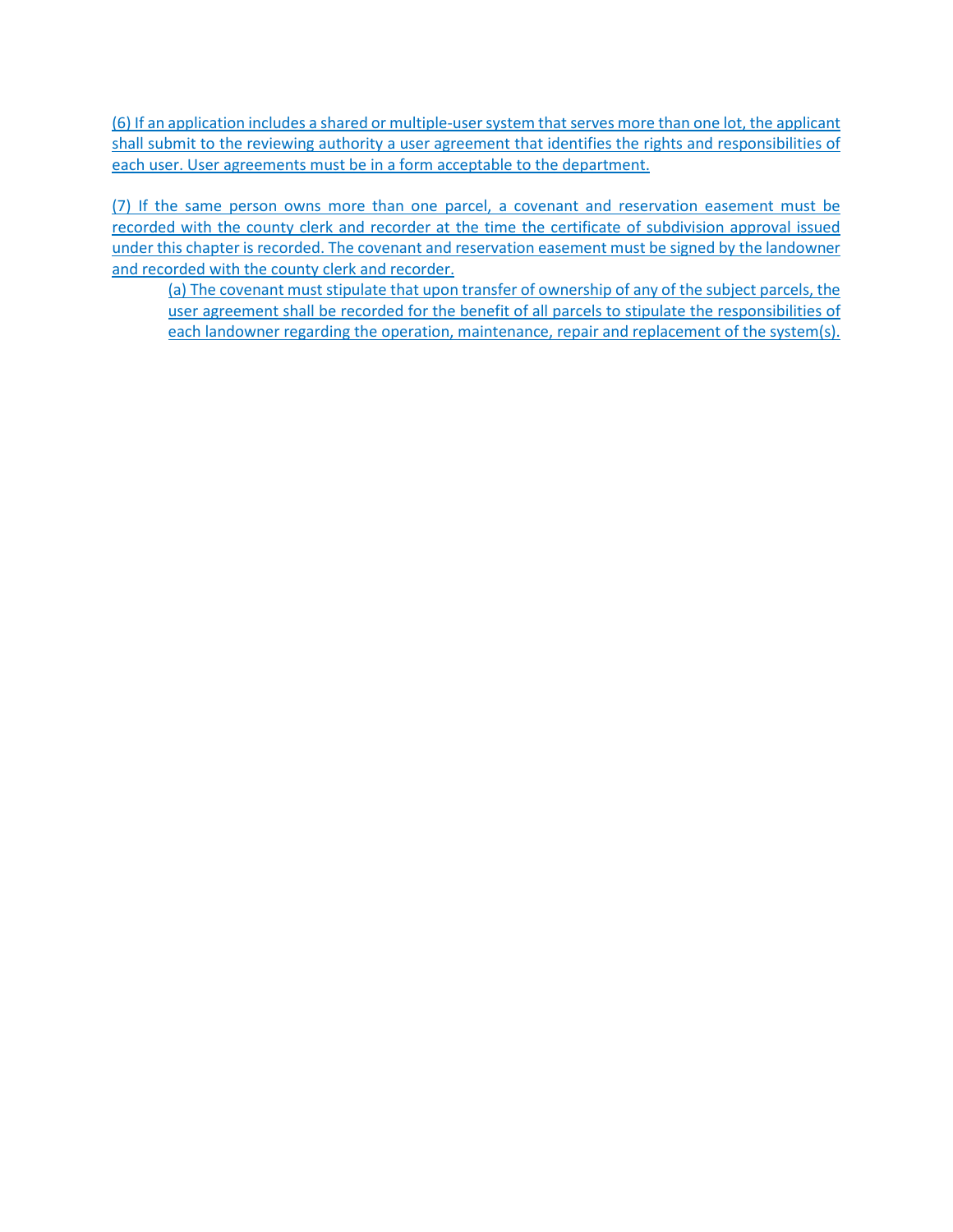(6) If an application includes a shared or multiple-user system that serves more than one lot, the applicant shall submit to the reviewing authority a user agreement that identifies the rights and responsibilities of each user. User agreements must be in a form acceptable to the department.

(7) If the same person owns more than one parcel, a covenant and reservation easement must be recorded with the county clerk and recorder at the time the certificate of subdivision approval issued under this chapter is recorded. The covenant and reservation easement must be signed by the landowner and recorded with the county clerk and recorder.

(a) The covenant must stipulate that upon transfer of ownership of any of the subject parcels, the user agreement shall be recorded for the benefit of all parcels to stipulate the responsibilities of each landowner regarding the operation, maintenance, repair and replacement of the system(s).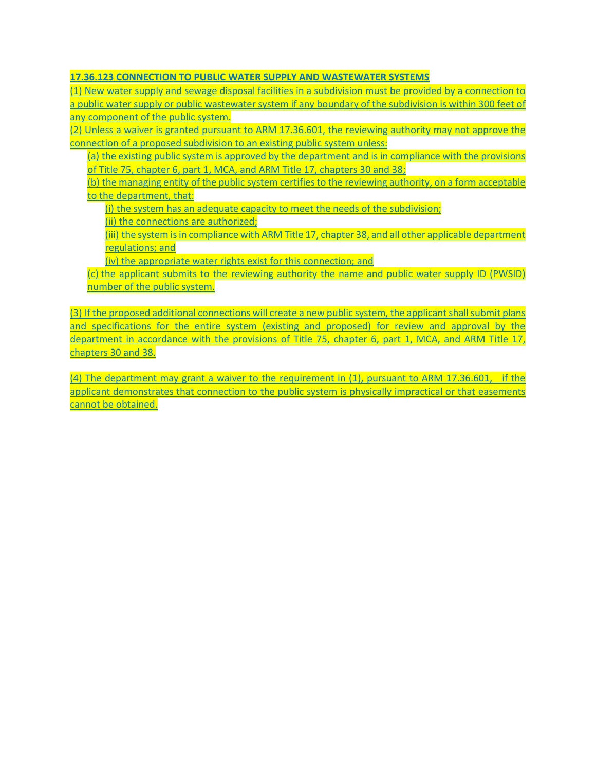**17.36.123 CONNECTION TO PUBLIC WATER SUPPLY AND WASTEWATER SYSTEMS**

(1) New water supply and sewage disposal facilities in a subdivision must be provided by a connection to a public water supply or public wastewater system if any boundary of the subdivision is within 300 feet of any component of the public system.

(2) Unless a waiver is granted pursuant to ARM 17.36.601, the reviewing authority may not approve the connection of a proposed subdivision to an existing public system unless:

(a) the existing public system is approved by the department and is in compliance with the provisions of Title 75, chapter 6, part 1, MCA, and ARM Title 17, chapters 30 and 38;

(b) the managing entity of the public system certifies to the reviewing authority, on a form acceptable to the department, that:

(i) the system has an adequate capacity to meet the needs of the subdivision;

(ii) the connections are authorized;

(iii) the system is in compliance with ARM Title 17, chapter 38, and all other applicable department regulations; and

(iv) the appropriate water rights exist for this connection; and

(c) the applicant submits to the reviewing authority the name and public water supply ID (PWSID) number of the public system.

(3) If the proposed additional connections will create a new public system, the applicant shall submit plans and specifications for the entire system (existing and proposed) for review and approval by the department in accordance with the provisions of Title 75, chapter 6, part 1, MCA, and ARM Title 17, chapters 30 and 38.

(4) The department may grant a waiver to the requirement in (1), pursuant to ARM 17.36.601, if the applicant demonstrates that connection to the public system is physically impractical or that easements cannot be obtained.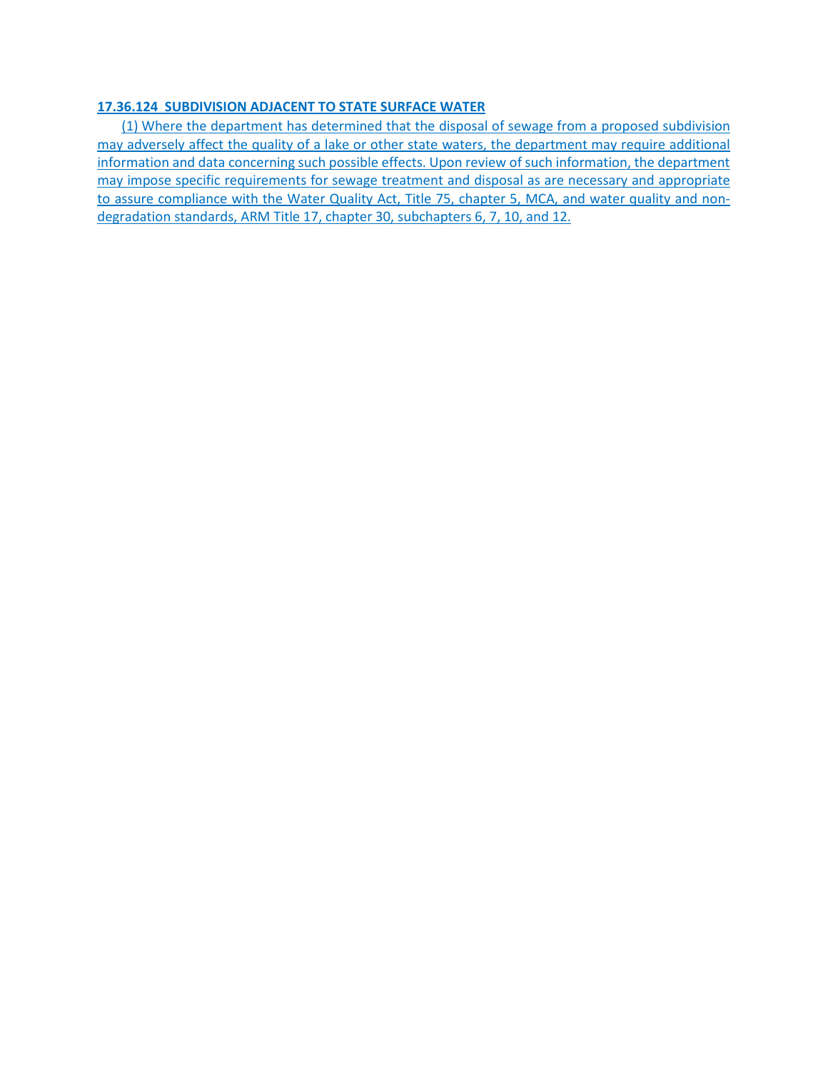**17.36.124 SUBDIVISION ADJACENT TO STATE SURFACE WATER**

(1) Where the department has determined that the disposal of sewage from a proposed subdivision may adversely affect the quality of a lake or other state waters, the department may require additional information and data concerning such possible effects. Upon review of such information, the department may impose specific requirements for sewage treatment and disposal as are necessary and appropriate to assure compliance with the Water Quality Act, Title 75, chapter 5, MCA, and water quality and non-degradation standards, ARM Title 17, chapter 30, subchapters 6, 7, 10, and 12.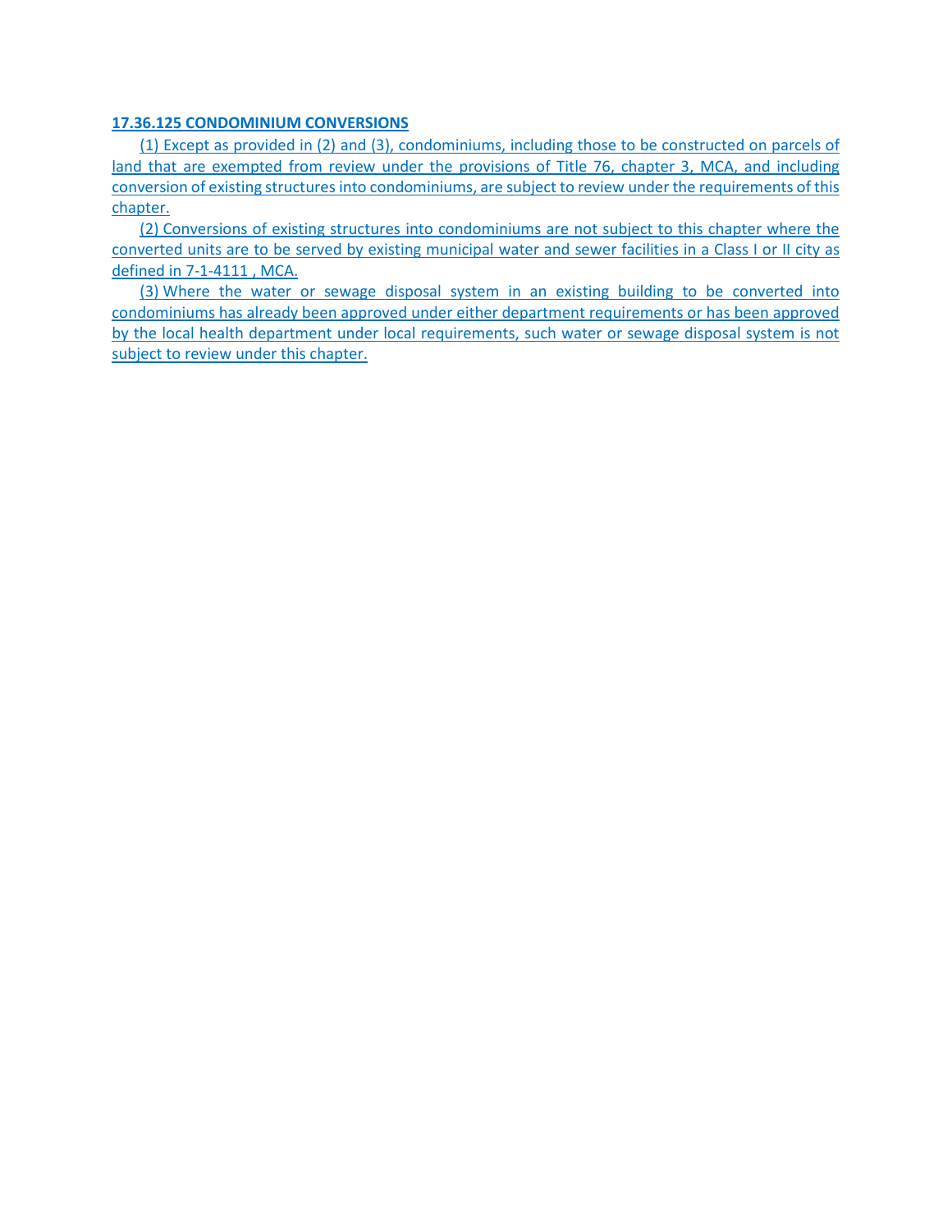**17.36.125 CONDOMINIUM CONVERSIONS**

(1) Except as provided in (2) and (3), condominiums, including those to be constructed on parcels of land that are exempted from review under the provisions of Title 76, chapter 3, MCA, and including conversion of existing structures into condominiums, are subject to review under the requirements of this chapter.

(2) Conversions of existing structures into condominiums are not subject to this chapter where the converted units are to be served by existing municipal water and sewer facilities in a Class I or II city as defined in 7-1-4111 , MCA.

(3) Where the water or sewage disposal system in an existing building to be converted into condominiums has already been approved under either department requirements or has been approved by the local health department under local requirements, such water or sewage disposal system is not subject to review under this chapter.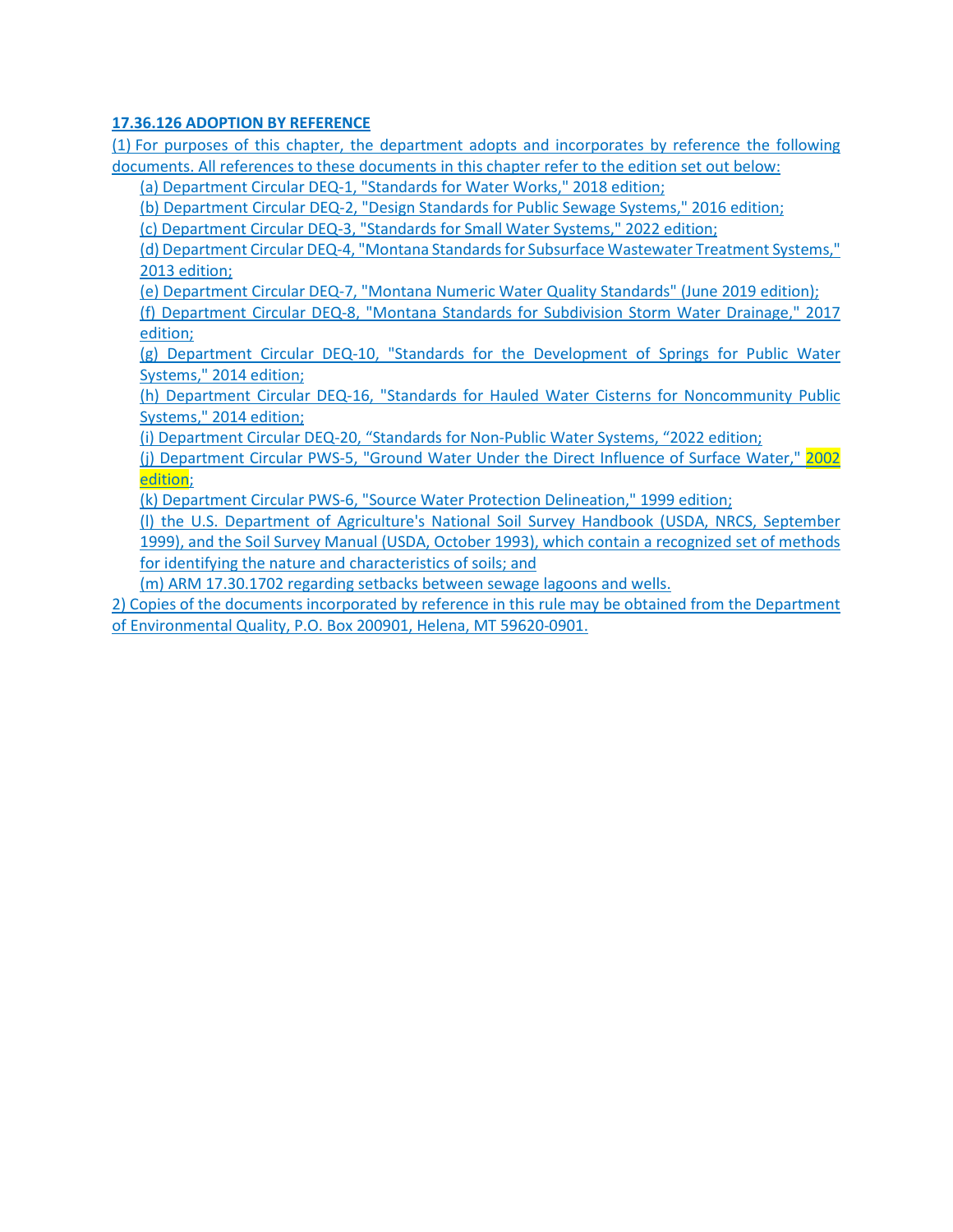**17.36.126 ADOPTION BY REFERENCE**

(1) For purposes of this chapter, the department adopts and incorporates by reference the following documents. All references to these documents in this chapter refer to the edition set out below:

(a) Department Circular DEQ-1, "Standards for Water Works," 2018 edition;

(b) Department Circular DEQ-2, "Design Standards for Public Sewage Systems," 2016 edition;

(c) Department Circular DEQ-3, "Standards for Small Water Systems," 2022 edition;

(d) Department Circular DEQ-4, "Montana Standards for Subsurface Wastewater Treatment Systems," 2013 edition;

(e) Department Circular DEQ-7, "Montana Numeric Water Quality Standards" (June 2019 edition);

(f) Department Circular DEQ-8, "Montana Standards for Subdivision Storm Water Drainage," 2017 edition;

(g) Department Circular DEQ-10, "Standards for the Development of Springs for Public Water Systems," 2014 edition;

(h) Department Circular DEQ-16, "Standards for Hauled Water Cisterns for Noncommunity Public Systems," 2014 edition;

(i) Department Circular DEQ-20, "Standards for Non-Public Water Systems, "2022 edition;

(j) Department Circular PWS-5, "Ground Water Under the Direct Influence of Surface Water," 2002 edition;

(k) Department Circular PWS-6, "Source Water Protection Delineation," 1999 edition;

(l) the U.S. Department of Agriculture's National Soil Survey Handbook (USDA, NRCS, September 1999), and the Soil Survey Manual (USDA, October 1993), which contain a recognized set of methods for identifying the nature and characteristics of soils; and

(m) ARM 17.30.1702 regarding setbacks between sewage lagoons and wells.

2) Copies of the documents incorporated by reference in this rule may be obtained from the Department of Environmental Quality, P.O. Box 200901, Helena, MT 59620-0901.